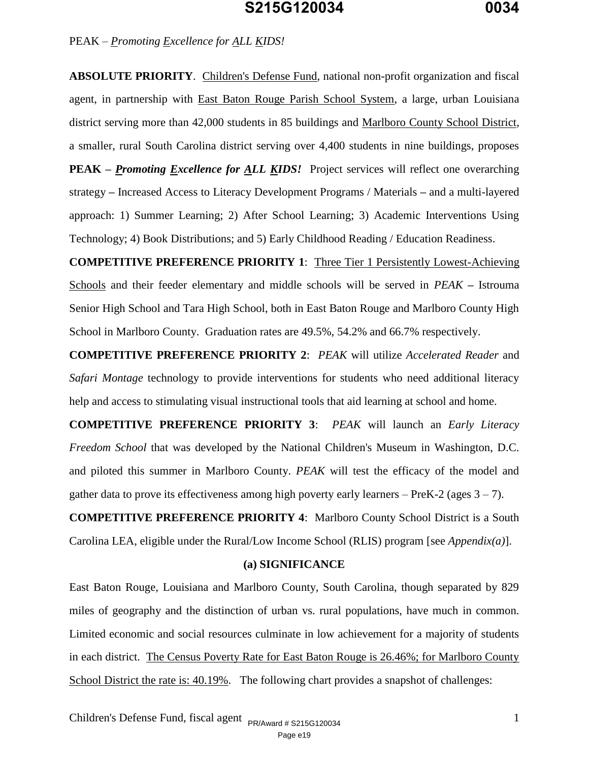PEAK – *P*romoting *E*xcellence for *A*LL *K*IDS!

**ABSOLUTE PRIORITY**. Children's Defense Fund, national non-profit organization and fiscal agent, in partnership with East Baton Rouge Parish School System, a large, urban Louisiana district serving more than 42,000 students in 85 buildings and Marlboro County School District, a smaller, rural South Carolina district serving over 4,400 students in nine buildings, proposes **PEAK – *Promoting Excellence for ALL KIDS!*** Project services will reflect one overarching strategy – Increased Access to Literacy Development Programs / Materials – and a multi-layered approach: 1) Summer Learning; 2) After School Learning; 3) Academic Interventions Using Technology; 4) Book Distributions; and 5) Early Childhood Reading / Education Readiness.

**COMPETITIVE PREFERENCE PRIORITY 1**: Three Tier 1 Persistently Lowest-Achieving Schools and their feeder elementary and middle schools will be served in *PEAK* – Istrouma Senior High School and Tara High School, both in East Baton Rouge and Marlboro County High School in Marlboro County. Graduation rates are 49.5%, 54.2% and 66.7% respectively.

**COMPETITIVE PREFERENCE PRIORITY 2**: *PEAK* will utilize *Accelerated Reader* and *Safari Montage* technology to provide interventions for students who need additional literacy help and access to stimulating visual instructional tools that aid learning at school and home.

**COMPETITIVE PREFERENCE PRIORITY 3**: *PEAK* will launch an *Early Literacy Freedom School* that was developed by the National Children's Museum in Washington, D.C. and piloted this summer in Marlboro County. *PEAK* will test the efficacy of the model and gather data to prove its effectiveness among high poverty early learners – PreK-2 (ages 3 – 7).

**COMPETITIVE PREFERENCE PRIORITY 4**: Marlboro County School District is a South Carolina LEA, eligible under the Rural/Low Income School (RLIS) program [see *Appendix(a)*].

## (a) SIGNIFICANCE

East Baton Rouge, Louisiana and Marlboro County, South Carolina, though separated by 829 miles of geography and the distinction of urban vs. rural populations, have much in common. Limited economic and social resources culminate in low achievement for a majority of students in each district. The Census Poverty Rate for East Baton Rouge is 26.46%; for Marlboro County School District the rate is: 40.19%. The following chart provides a snapshot of challenges: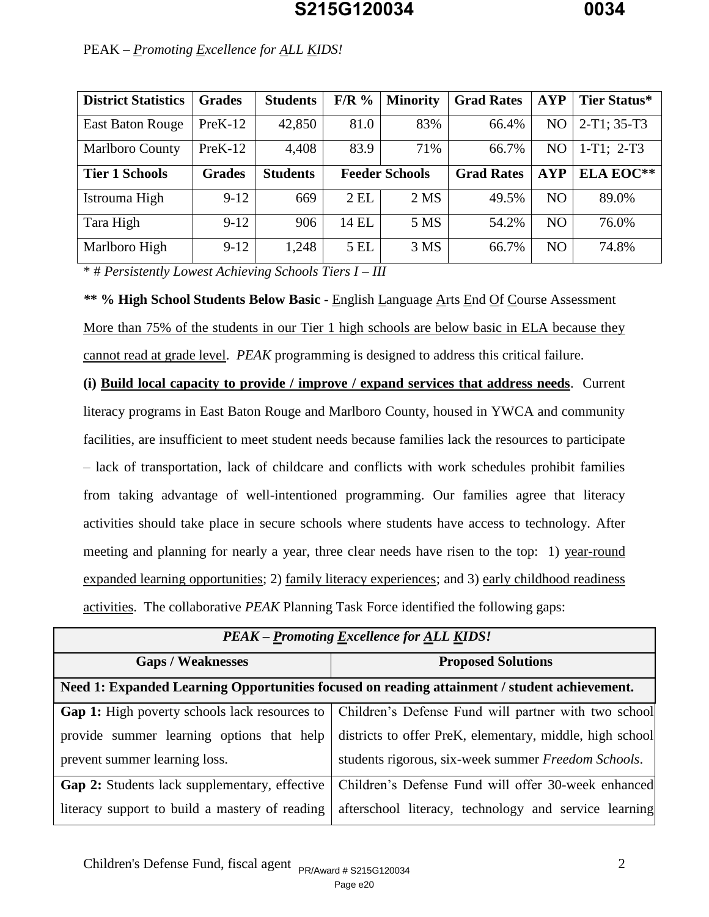PEAK – _P_romoting _E_xcellence for _A_LL _K_IDS!

| District Statistics | Grades | Students | F/R % | Minority | Grad Rates | AYP | Tier Status* |
|---|---|---|---|---|---|---|---|
| East Baton Rouge | PreK-12 | 42,850 | 81.0 | 83% | 66.4% | NO | 2-T1; 35-T3 |
| Marlboro County | PreK-12 | 4,408 | 83.9 | 71% | 66.7% | NO | 1-T1; 2-T3 |
| **Tier 1 Schools** | **Grades** | **Students** | **Feeder Schools** | | **Grad Rates** | **AYP** | **ELA EOC\*\*** |
| Istrouma High | 9-12 | 669 | 2 EL | 2 MS | 49.5% | NO | 89.0% |
| Tara High | 9-12 | 906 | 14 EL | 5 MS | 54.2% | NO | 76.0% |
| Marlboro High | 9-12 | 1,248 | 5 EL | 3 MS | 66.7% | NO | 74.8% |

\* *# Persistently Lowest Achieving Schools Tiers I – III*

***\*\* % High School Students Below Basic*** - English Language Arts End Of Course Assessment

More than 75% of the students in our Tier 1 high schools are below basic in ELA because they cannot read at grade level. *PEAK* programming is designed to address this critical failure.

**(i) Build local capacity to provide / improve / expand services that address needs**. Current literacy programs in East Baton Rouge and Marlboro County, housed in YWCA and community facilities, are insufficient to meet student needs because families lack the resources to participate – lack of transportation, lack of childcare and conflicts with work schedules prohibit families from taking advantage of well-intentioned programming. Our families agree that literacy activities should take place in secure schools where students have access to technology. After meeting and planning for nearly a year, three clear needs have risen to the top: 1) year-round expanded learning opportunities; 2) family literacy experiences; and 3) early childhood readiness activities. The collaborative *PEAK* Planning Task Force identified the following gaps:

| *PEAK – Promoting Excellence for ALL KIDS!* | |
|---|---|
| **Gaps / Weaknesses** | **Proposed Solutions** |
| **Need 1: Expanded Learning Opportunities focused on reading attainment / student achievement.** | |
| **Gap 1:** High poverty schools lack resources to provide summer learning options that help prevent summer learning loss. | Children's Defense Fund will partner with two school districts to offer PreK, elementary, middle, high school students rigorous, six-week summer *Freedom Schools*. |
| **Gap 2:** Students lack supplementary, effective literacy support to build a mastery of reading | Children's Defense Fund will offer 30-week enhanced afterschool literacy, technology and service learning |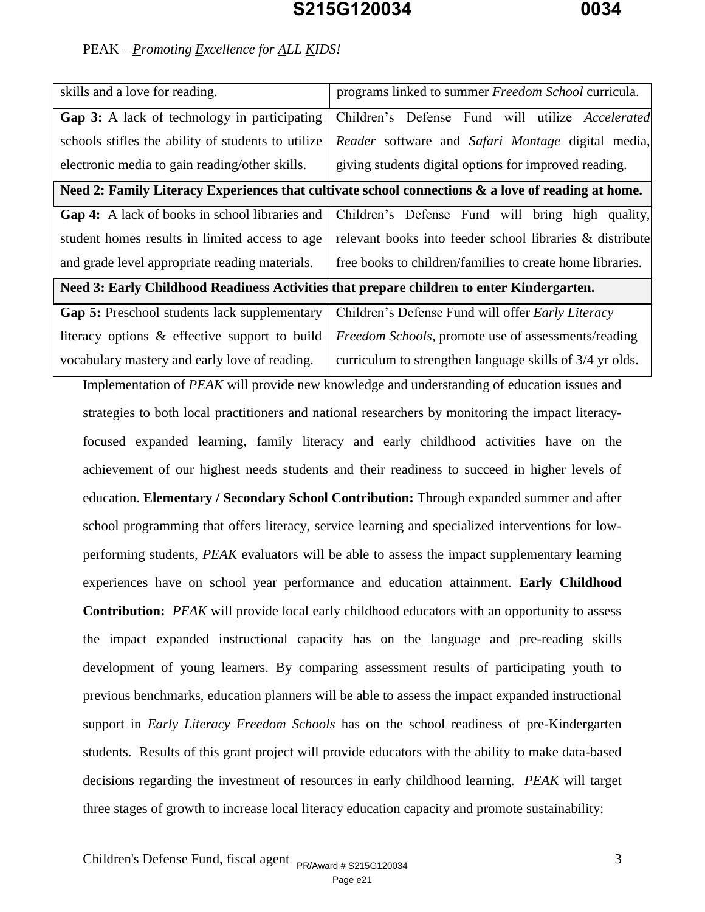| | |
|---|---|
| skills and a love for reading. | programs linked to summer *Freedom School* curricula. |
| **Gap 3:** A lack of technology in participating schools stifles the ability of students to utilize electronic media to gain reading/other skills. | Children's Defense Fund will utilize *Accelerated Reader* software and *Safari Montage* digital media, giving students digital options for improved reading. |
| **Need 2: Family Literacy Experiences that cultivate school connections & a love of reading at home.** | |
| **Gap 4:** A lack of books in school libraries and student homes results in limited access to age and grade level appropriate reading materials. | Children's Defense Fund will bring high quality, relevant books into feeder school libraries & distribute free books to children/families to create home libraries. |
| **Need 3: Early Childhood Readiness Activities that prepare children to enter Kindergarten.** | |
| **Gap 5:** Preschool students lack supplementary literacy options & effective support to build vocabulary mastery and early love of reading. | Children's Defense Fund will offer *Early Literacy Freedom Schools*, promote use of assessments/reading curriculum to strengthen language skills of 3/4 yr olds. |

Implementation of *PEAK* will provide new knowledge and understanding of education issues and strategies to both local practitioners and national researchers by monitoring the impact literacy-focused expanded learning, family literacy and early childhood activities have on the achievement of our highest needs students and their readiness to succeed in higher levels of education. **Elementary / Secondary School Contribution:** Through expanded summer and after school programming that offers literacy, service learning and specialized interventions for low-performing students, *PEAK* evaluators will be able to assess the impact supplementary learning experiences have on school year performance and education attainment. **Early Childhood Contribution:** *PEAK* will provide local early childhood educators with an opportunity to assess the impact expanded instructional capacity has on the language and pre-reading skills development of young learners. By comparing assessment results of participating youth to previous benchmarks, education planners will be able to assess the impact expanded instructional support in *Early Literacy Freedom Schools* has on the school readiness of pre-Kindergarten students. Results of this grant project will provide educators with the ability to make data-based decisions regarding the investment of resources in early childhood learning. *PEAK* will target three stages of growth to increase local literacy education capacity and promote sustainability: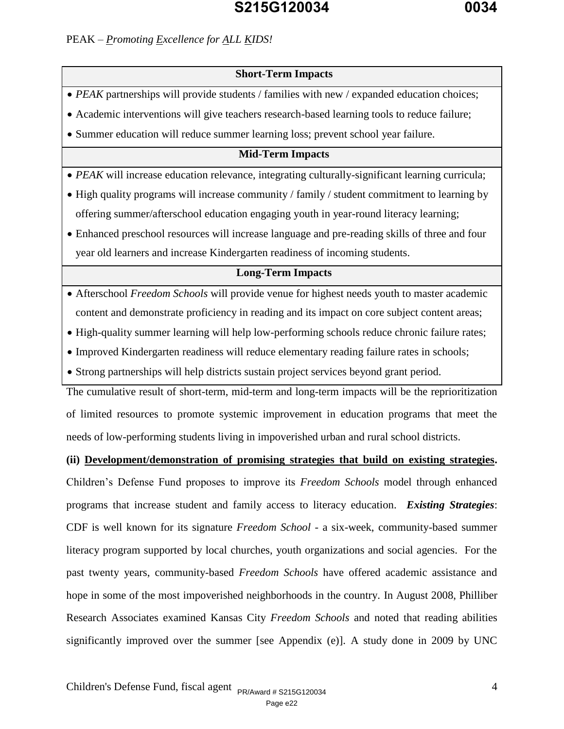PEAK – *P*romoting *E*xcellence for *A*LL *K*IDS!

| Short-Term Impacts |
|---|
| • *PEAK* partnerships will provide students / families with new / expanded education choices; |
| • Academic interventions will give teachers research-based learning tools to reduce failure; |
| • Summer education will reduce summer learning loss; prevent school year failure. |
| **Mid-Term Impacts** |
| • *PEAK* will increase education relevance, integrating culturally-significant learning curricula; |
| • High quality programs will increase community / family / student commitment to learning by offering summer/afterschool education engaging youth in year-round literacy learning; |
| • Enhanced preschool resources will increase language and pre-reading skills of three and four year old learners and increase Kindergarten readiness of incoming students. |
| **Long-Term Impacts** |
| • Afterschool *Freedom Schools* will provide venue for highest needs youth to master academic content and demonstrate proficiency in reading and its impact on core subject content areas; |
| • High-quality summer learning will help low-performing schools reduce chronic failure rates; |
| • Improved Kindergarten readiness will reduce elementary reading failure rates in schools; |
| • Strong partnerships will help districts sustain project services beyond grant period. |

The cumulative result of short-term, mid-term and long-term impacts will be the reprioritization of limited resources to promote systemic improvement in education programs that meet the needs of low-performing students living in impoverished urban and rural school districts.

**(ii) <u>Development/demonstration of promising strategies that build on existing strategies</u>.** Children's Defense Fund proposes to improve its *Freedom Schools* model through enhanced programs that increase student and family access to literacy education. ***Existing Strategies***: CDF is well known for its signature *Freedom School* - a six-week, community-based summer literacy program supported by local churches, youth organizations and social agencies. For the past twenty years, community-based *Freedom Schools* have offered academic assistance and hope in some of the most impoverished neighborhoods in the country. In August 2008, Philliber Research Associates examined Kansas City *Freedom Schools* and noted that reading abilities significantly improved over the summer [see Appendix (e)]. A study done in 2009 by UNC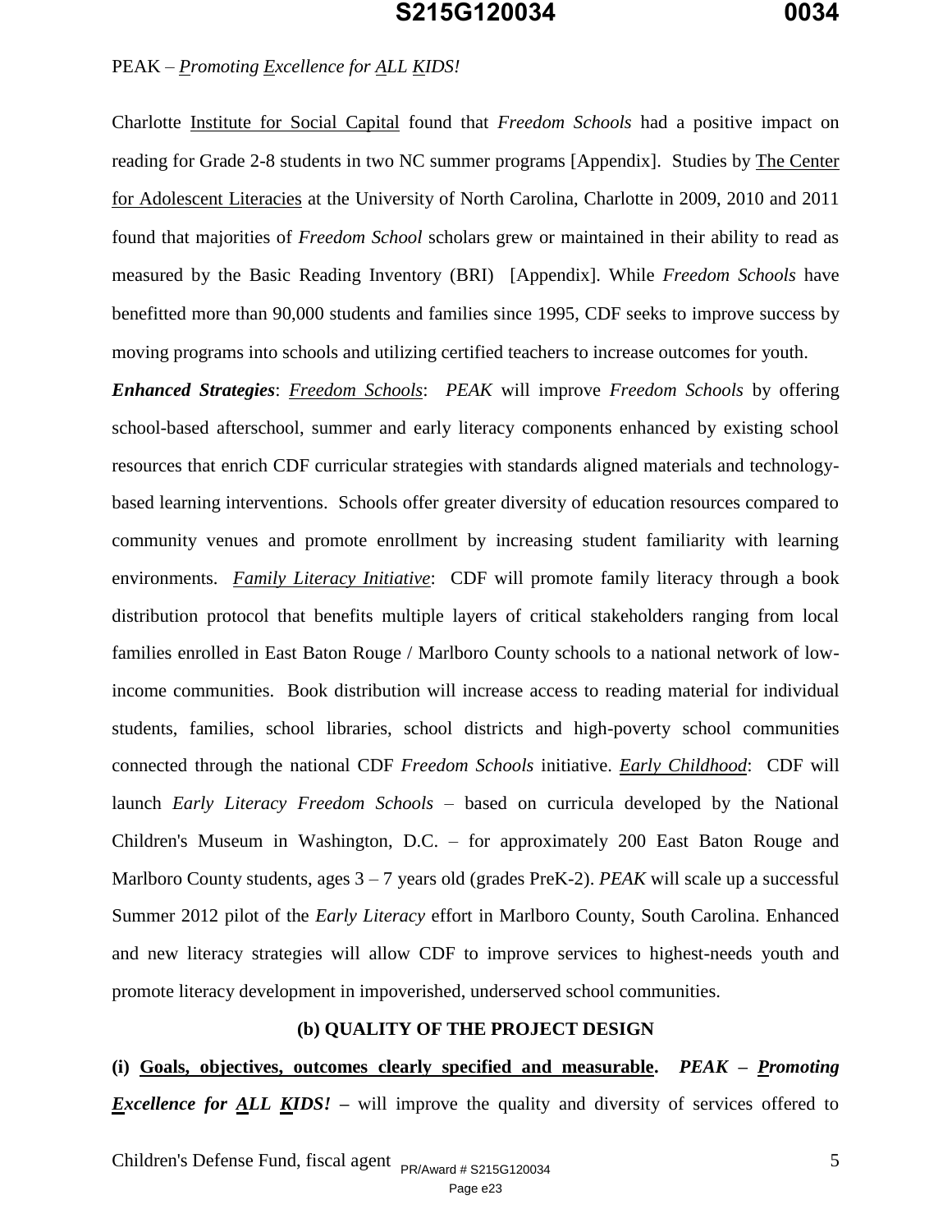PEAK – *Promoting Excellence for ALL KIDS!*

Charlotte Institute for Social Capital found that *Freedom Schools* had a positive impact on reading for Grade 2-8 students in two NC summer programs [Appendix]. Studies by The Center for Adolescent Literacies at the University of North Carolina, Charlotte in 2009, 2010 and 2011 found that majorities of *Freedom School* scholars grew or maintained in their ability to read as measured by the Basic Reading Inventory (BRI) [Appendix]. While *Freedom Schools* have benefitted more than 90,000 students and families since 1995, CDF seeks to improve success by moving programs into schools and utilizing certified teachers to increase outcomes for youth.

***Enhanced Strategies***: *Freedom Schools*: *PEAK* will improve *Freedom Schools* by offering school-based afterschool, summer and early literacy components enhanced by existing school resources that enrich CDF curricular strategies with standards aligned materials and technology-based learning interventions. Schools offer greater diversity of education resources compared to community venues and promote enrollment by increasing student familiarity with learning environments. *Family Literacy Initiative*: CDF will promote family literacy through a book distribution protocol that benefits multiple layers of critical stakeholders ranging from local families enrolled in East Baton Rouge / Marlboro County schools to a national network of low-income communities. Book distribution will increase access to reading material for individual students, families, school libraries, school districts and high-poverty school communities connected through the national CDF *Freedom Schools* initiative. *Early Childhood*: CDF will launch *Early Literacy Freedom Schools* – based on curricula developed by the National Children's Museum in Washington, D.C. – for approximately 200 East Baton Rouge and Marlboro County students, ages 3 – 7 years old (grades PreK-2). *PEAK* will scale up a successful Summer 2012 pilot of the *Early Literacy* effort in Marlboro County, South Carolina. Enhanced and new literacy strategies will allow CDF to improve services to highest-needs youth and promote literacy development in impoverished, underserved school communities.

**(b) QUALITY OF THE PROJECT DESIGN**

**(i) Goals, objectives, outcomes clearly specified and measurable.** ***PEAK – Promoting Excellence for ALL KIDS!*** – will improve the quality and diversity of services offered to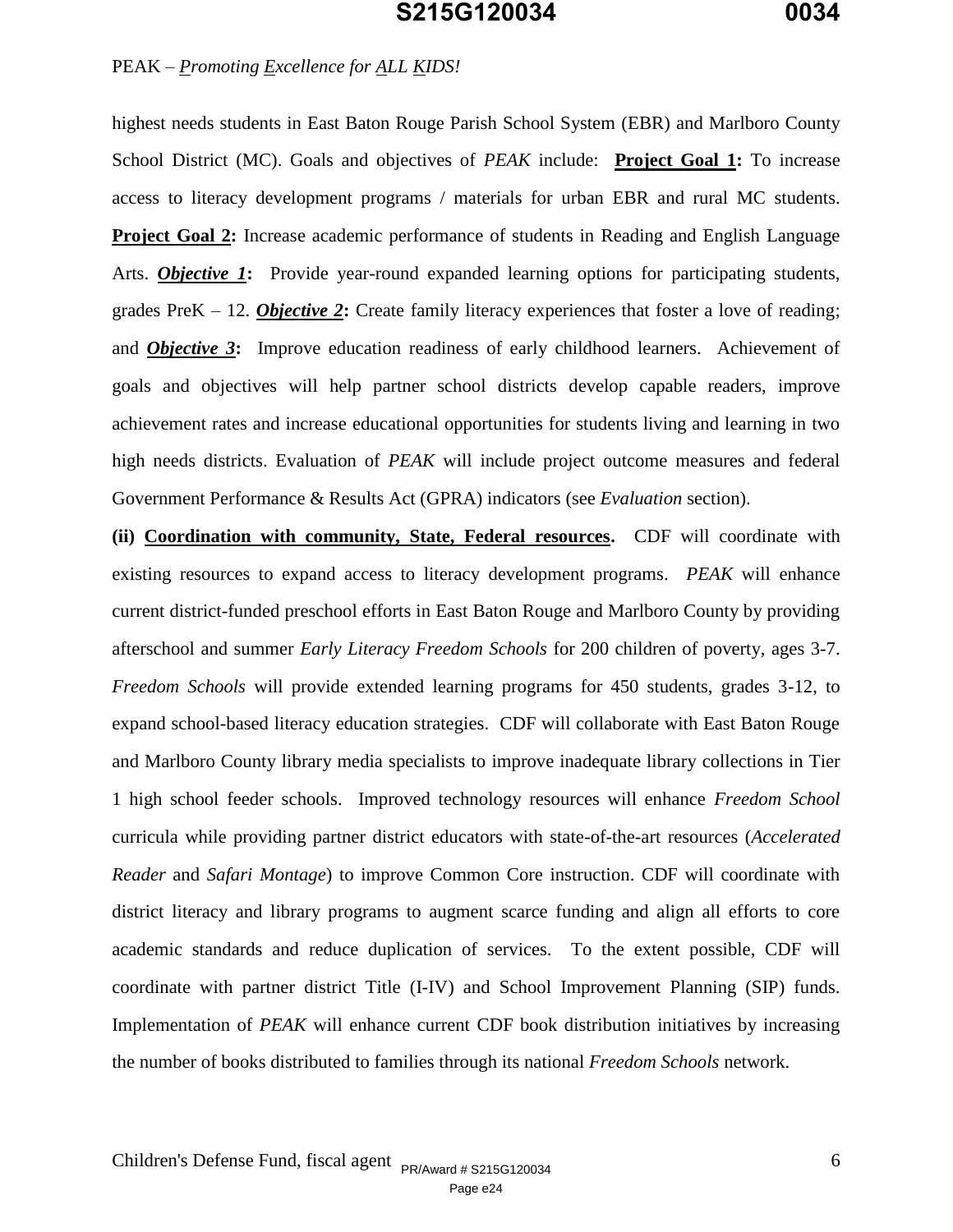highest needs students in East Baton Rouge Parish School System (EBR) and Marlboro County School District (MC). Goals and objectives of *PEAK* include: **Project Goal 1:** To increase access to literacy development programs / materials for urban EBR and rural MC students. **Project Goal 2:** Increase academic performance of students in Reading and English Language Arts. ***Objective 1*:** Provide year-round expanded learning options for participating students, grades PreK – 12. ***Objective 2*:** Create family literacy experiences that foster a love of reading; and ***Objective 3*:** Improve education readiness of early childhood learners. Achievement of goals and objectives will help partner school districts develop capable readers, improve achievement rates and increase educational opportunities for students living and learning in two high needs districts. Evaluation of *PEAK* will include project outcome measures and federal Government Performance & Results Act (GPRA) indicators (see *Evaluation* section).

**(ii) Coordination with community, State, Federal resources.** CDF will coordinate with existing resources to expand access to literacy development programs. *PEAK* will enhance current district-funded preschool efforts in East Baton Rouge and Marlboro County by providing afterschool and summer *Early Literacy Freedom Schools* for 200 children of poverty, ages 3-7. *Freedom Schools* will provide extended learning programs for 450 students, grades 3-12, to expand school-based literacy education strategies. CDF will collaborate with East Baton Rouge and Marlboro County library media specialists to improve inadequate library collections in Tier 1 high school feeder schools. Improved technology resources will enhance *Freedom School* curricula while providing partner district educators with state-of-the-art resources (*Accelerated Reader* and *Safari Montage*) to improve Common Core instruction. CDF will coordinate with district literacy and library programs to augment scarce funding and align all efforts to core academic standards and reduce duplication of services. To the extent possible, CDF will coordinate with partner district Title (I-IV) and School Improvement Planning (SIP) funds. Implementation of *PEAK* will enhance current CDF book distribution initiatives by increasing the number of books distributed to families through its national *Freedom Schools* network.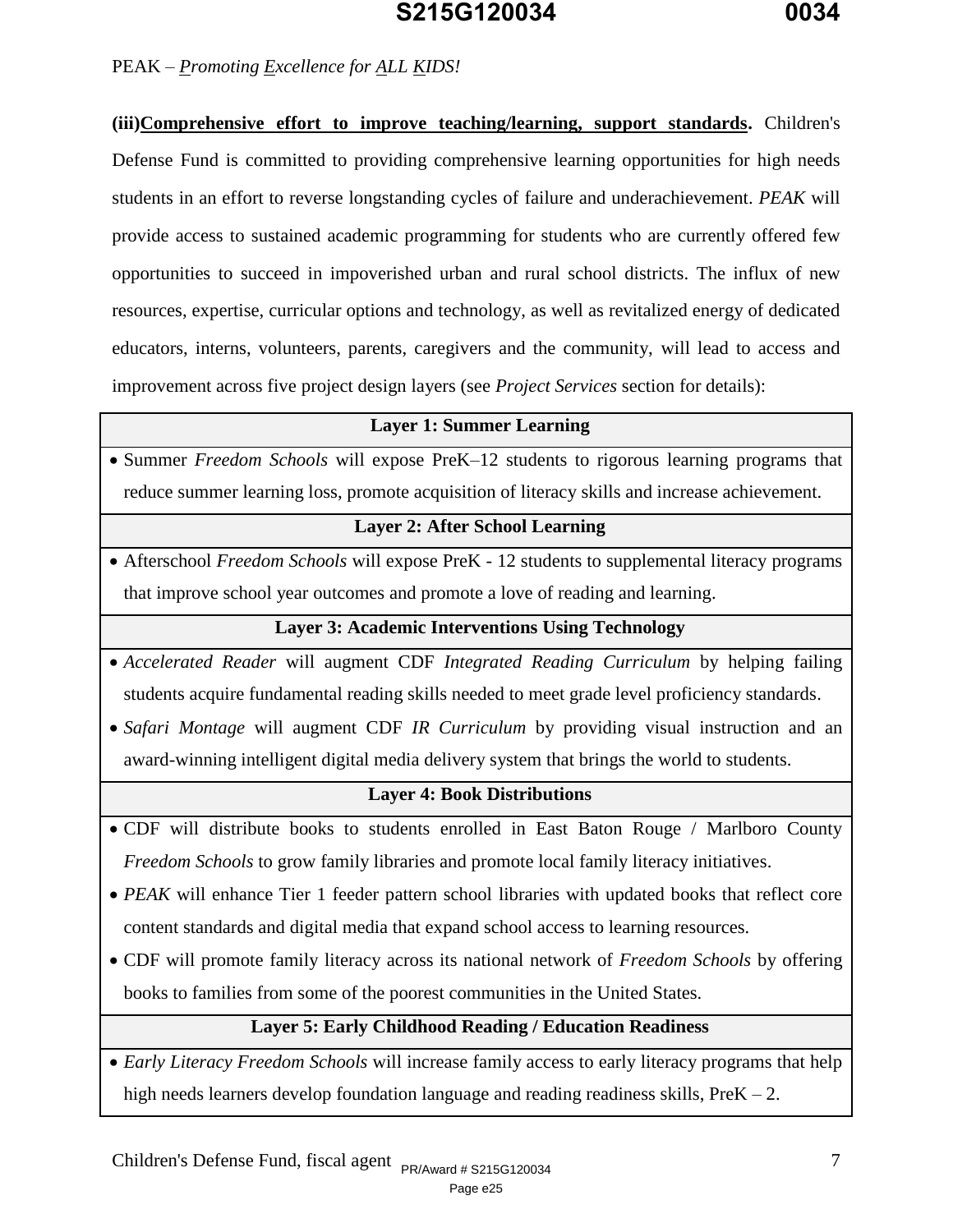PEAK – *Promoting Excellence for ALL KIDS!*

**(iii) Comprehensive effort to improve teaching/learning, support standards.** Children's Defense Fund is committed to providing comprehensive learning opportunities for high needs students in an effort to reverse longstanding cycles of failure and underachievement. *PEAK* will provide access to sustained academic programming for students who are currently offered few opportunities to succeed in impoverished urban and rural school districts. The influx of new resources, expertise, curricular options and technology, as well as revitalized energy of dedicated educators, interns, volunteers, parents, caregivers and the community, will lead to access and improvement across five project design layers (see *Project Services* section for details):

| Layer 1: Summer Learning |
|---|
| • Summer *Freedom Schools* will expose PreK–12 students to rigorous learning programs that reduce summer learning loss, promote acquisition of literacy skills and increase achievement. |
| **Layer 2: After School Learning** |
| • Afterschool *Freedom Schools* will expose PreK - 12 students to supplemental literacy programs that improve school year outcomes and promote a love of reading and learning. |
| **Layer 3: Academic Interventions Using Technology** |
| • *Accelerated Reader* will augment CDF *Integrated Reading Curriculum* by helping failing students acquire fundamental reading skills needed to meet grade level proficiency standards.<br>• *Safari Montage* will augment CDF *IR Curriculum* by providing visual instruction and an award-winning intelligent digital media delivery system that brings the world to students. |
| **Layer 4: Book Distributions** |
| • CDF will distribute books to students enrolled in East Baton Rouge / Marlboro County *Freedom Schools* to grow family libraries and promote local family literacy initiatives.<br>• *PEAK* will enhance Tier 1 feeder pattern school libraries with updated books that reflect core content standards and digital media that expand school access to learning resources.<br>• CDF will promote family literacy across its national network of *Freedom Schools* by offering books to families from some of the poorest communities in the United States. |
| **Layer 5: Early Childhood Reading / Education Readiness** |
| • *Early Literacy Freedom Schools* will increase family access to early literacy programs that help high needs learners develop foundation language and reading readiness skills, PreK – 2. |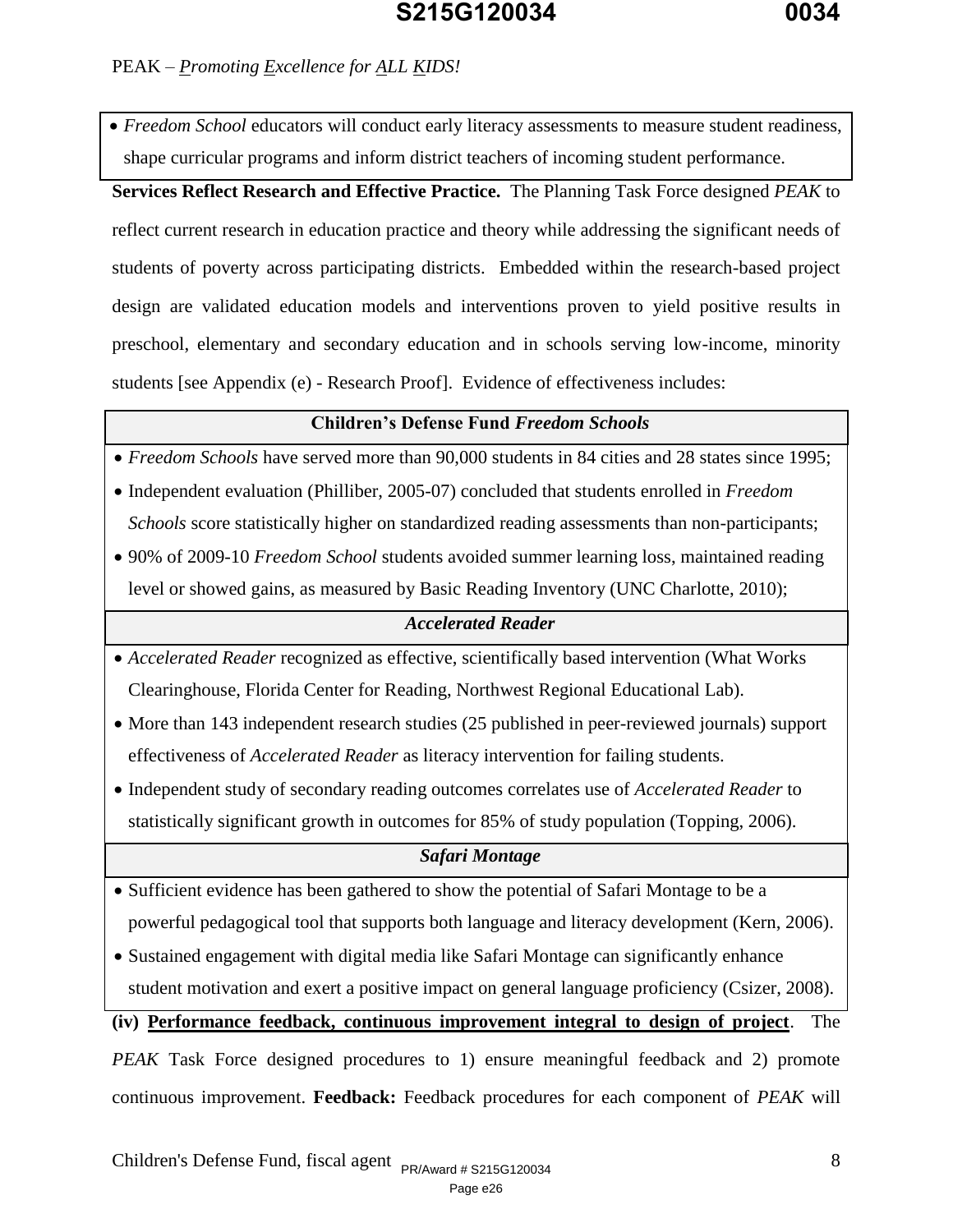- *Freedom School* educators will conduct early literacy assessments to measure student readiness, shape curricular programs and inform district teachers of incoming student performance.

**Services Reflect Research and Effective Practice.** The Planning Task Force designed *PEAK* to reflect current research in education practice and theory while addressing the significant needs of students of poverty across participating districts. Embedded within the research-based project design are validated education models and interventions proven to yield positive results in preschool, elementary and secondary education and in schools serving low-income, minority students [see Appendix (e) - Research Proof]. Evidence of effectiveness includes:

| **Children's Defense Fund *Freedom Schools*** |
|---|
| • *Freedom Schools* have served more than 90,000 students in 84 cities and 28 states since 1995;<br>• Independent evaluation (Philliber, 2005-07) concluded that students enrolled in *Freedom Schools* score statistically higher on standardized reading assessments than non-participants;<br>• 90% of 2009-10 *Freedom School* students avoided summer learning loss, maintained reading level or showed gains, as measured by Basic Reading Inventory (UNC Charlotte, 2010); |
| ***Accelerated Reader*** |
| • *Accelerated Reader* recognized as effective, scientifically based intervention (What Works Clearinghouse, Florida Center for Reading, Northwest Regional Educational Lab).<br>• More than 143 independent research studies (25 published in peer-reviewed journals) support effectiveness of *Accelerated Reader* as literacy intervention for failing students.<br>• Independent study of secondary reading outcomes correlates use of *Accelerated Reader* to statistically significant growth in outcomes for 85% of study population (Topping, 2006). |
| ***Safari Montage*** |
| • Sufficient evidence has been gathered to show the potential of Safari Montage to be a powerful pedagogical tool that supports both language and literacy development (Kern, 2006).<br>• Sustained engagement with digital media like Safari Montage can significantly enhance student motivation and exert a positive impact on general language proficiency (Csizer, 2008). |

**(iv) Performance feedback, continuous improvement integral to design of project**. The *PEAK* Task Force designed procedures to 1) ensure meaningful feedback and 2) promote continuous improvement. **Feedback:** Feedback procedures for each component of *PEAK* will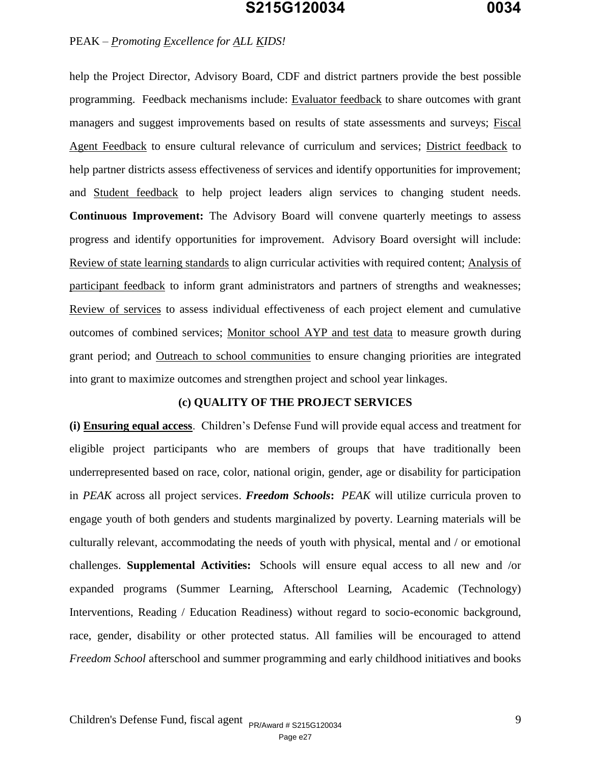help the Project Director, Advisory Board, CDF and district partners provide the best possible programming. Feedback mechanisms include: <u>Evaluator feedback</u> to share outcomes with grant managers and suggest improvements based on results of state assessments and surveys; <u>Fiscal Agent Feedback</u> to ensure cultural relevance of curriculum and services; <u>District feedback</u> to help partner districts assess effectiveness of services and identify opportunities for improvement; and <u>Student feedback</u> to help project leaders align services to changing student needs. **Continuous Improvement:** The Advisory Board will convene quarterly meetings to assess progress and identify opportunities for improvement. Advisory Board oversight will include: <u>Review of state learning standards</u> to align curricular activities with required content; <u>Analysis of participant feedback</u> to inform grant administrators and partners of strengths and weaknesses; <u>Review of services</u> to assess individual effectiveness of each project element and cumulative outcomes of combined services; <u>Monitor school AYP and test data</u> to measure growth during grant period; and <u>Outreach to school communities</u> to ensure changing priorities are integrated into grant to maximize outcomes and strengthen project and school year linkages.

## (c) QUALITY OF THE PROJECT SERVICES

**(i) <u>Ensuring equal access</u>**. Children's Defense Fund will provide equal access and treatment for eligible project participants who are members of groups that have traditionally been underrepresented based on race, color, national origin, gender, age or disability for participation in *PEAK* across all project services. ***Freedom Schools*****:** *PEAK* will utilize curricula proven to engage youth of both genders and students marginalized by poverty. Learning materials will be culturally relevant, accommodating the needs of youth with physical, mental and / or emotional challenges. **Supplemental Activities:** Schools will ensure equal access to all new and /or expanded programs (Summer Learning, Afterschool Learning, Academic (Technology) Interventions, Reading / Education Readiness) without regard to socio-economic background, race, gender, disability or other protected status. All families will be encouraged to attend *Freedom School* afterschool and summer programming and early childhood initiatives and books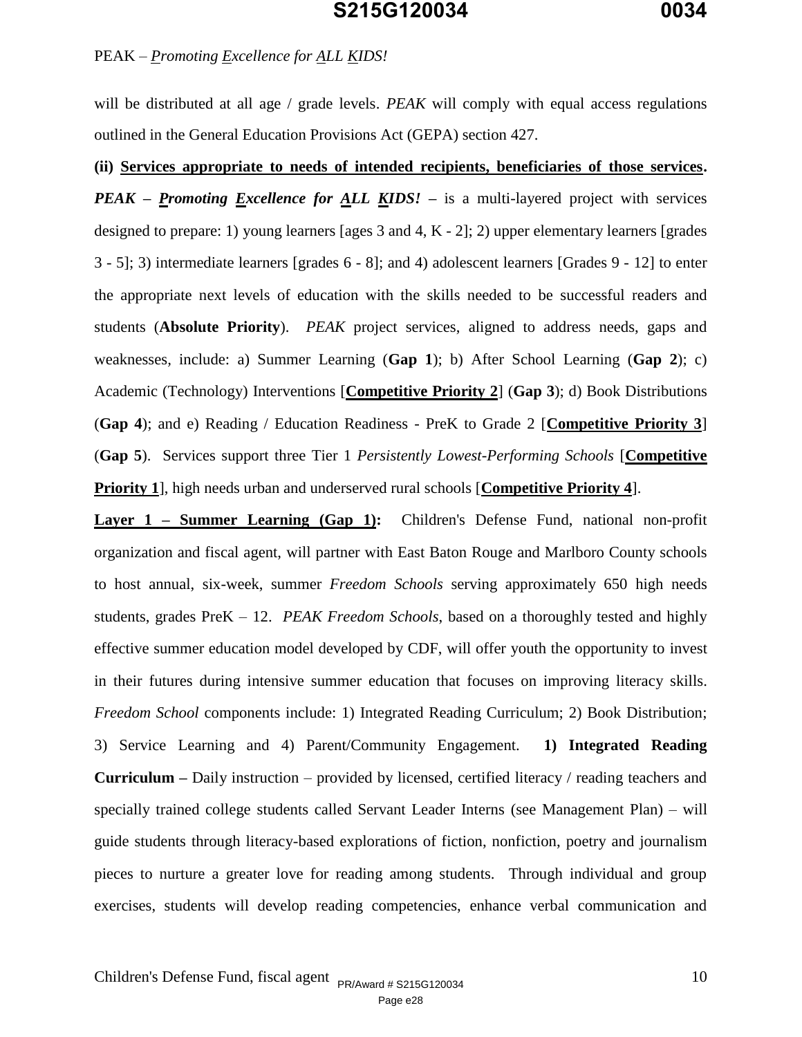will be distributed at all age / grade levels. *PEAK* will comply with equal access regulations outlined in the General Education Provisions Act (GEPA) section 427.

**(ii) <u>Services appropriate to needs of intended recipients, beneficiaries of those services</u>.** ***PEAK – <u>P</u>romoting <u>E</u>xcellence for <u>A</u>LL <u>K</u>IDS! –*** is a multi-layered project with services designed to prepare: 1) young learners [ages 3 and 4, K - 2]; 2) upper elementary learners [grades 3 - 5]; 3) intermediate learners [grades 6 - 8]; and 4) adolescent learners [Grades 9 - 12] to enter the appropriate next levels of education with the skills needed to be successful readers and students (**Absolute Priority**). *PEAK* project services, aligned to address needs, gaps and weaknesses, include: a) Summer Learning (**Gap 1**); b) After School Learning (**Gap 2**); c) Academic (Technology) Interventions [**<u>Competitive Priority 2</u>**] (**Gap 3**); d) Book Distributions (**Gap 4**); and e) Reading / Education Readiness - PreK to Grade 2 [**<u>Competitive Priority 3</u>**] (**Gap 5**). Services support three Tier 1 *Persistently Lowest-Performing Schools* [**<u>Competitive Priority 1</u>**], high needs urban and underserved rural schools [**<u>Competitive Priority 4</u>**].

**<u>Layer 1 – Summer Learning (Gap 1):</u>** Children's Defense Fund, national non-profit organization and fiscal agent, will partner with East Baton Rouge and Marlboro County schools to host annual, six-week, summer *Freedom Schools* serving approximately 650 high needs students, grades PreK – 12. *PEAK Freedom Schools*, based on a thoroughly tested and highly effective summer education model developed by CDF, will offer youth the opportunity to invest in their futures during intensive summer education that focuses on improving literacy skills. *Freedom School* components include: 1) Integrated Reading Curriculum; 2) Book Distribution; 3) Service Learning and 4) Parent/Community Engagement. **1) Integrated Reading Curriculum –** Daily instruction – provided by licensed, certified literacy / reading teachers and specially trained college students called Servant Leader Interns (see Management Plan) – will guide students through literacy-based explorations of fiction, nonfiction, poetry and journalism pieces to nurture a greater love for reading among students. Through individual and group exercises, students will develop reading competencies, enhance verbal communication and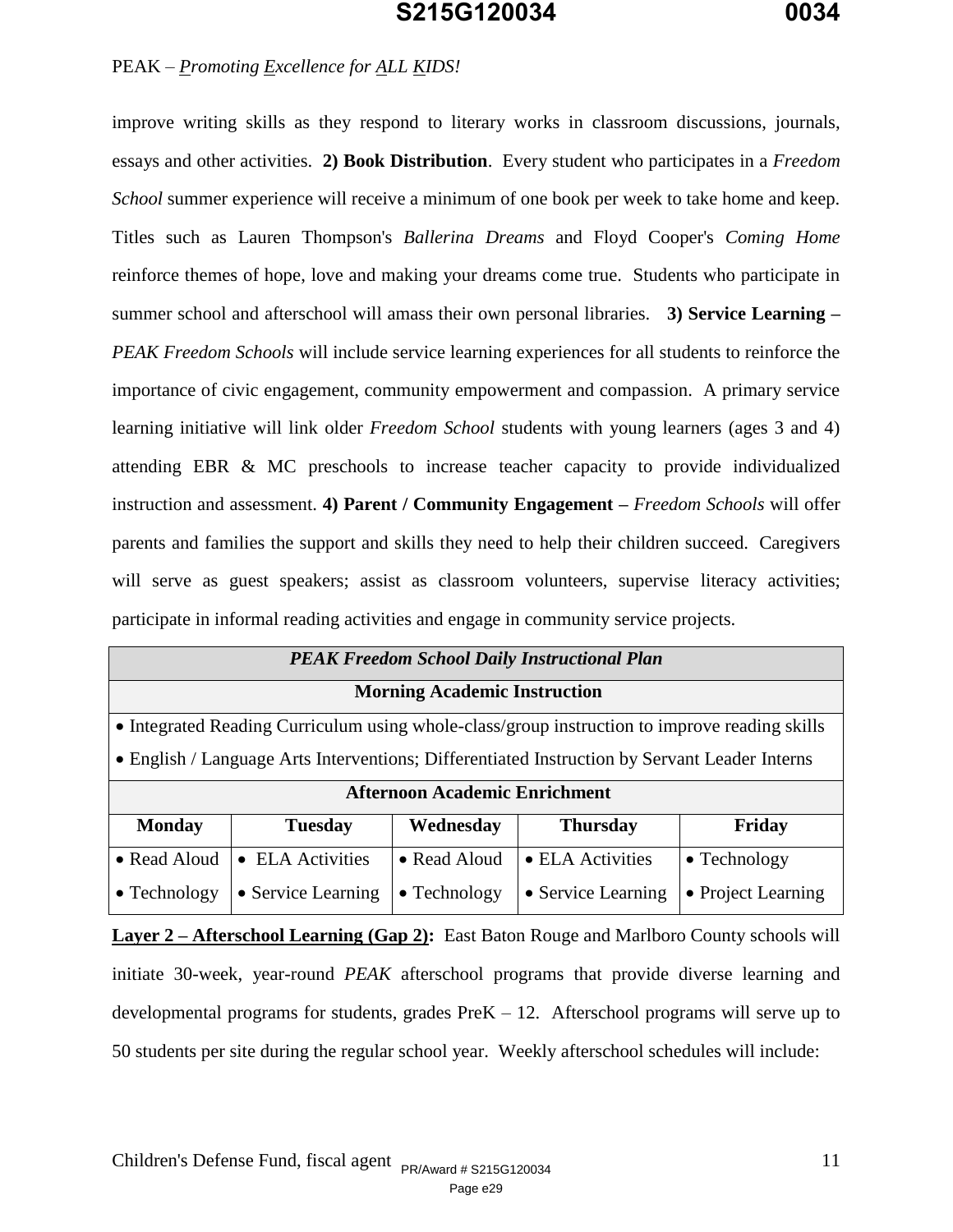improve writing skills as they respond to literary works in classroom discussions, journals, essays and other activities. **2) Book Distribution**. Every student who participates in a *Freedom School* summer experience will receive a minimum of one book per week to take home and keep. Titles such as Lauren Thompson's *Ballerina Dreams* and Floyd Cooper's *Coming Home* reinforce themes of hope, love and making your dreams come true. Students who participate in summer school and afterschool will amass their own personal libraries. **3) Service Learning –** *PEAK Freedom Schools* will include service learning experiences for all students to reinforce the importance of civic engagement, community empowerment and compassion. A primary service learning initiative will link older *Freedom School* students with young learners (ages 3 and 4) attending EBR & MC preschools to increase teacher capacity to provide individualized instruction and assessment. **4) Parent / Community Engagement –** *Freedom Schools* will offer parents and families the support and skills they need to help their children succeed. Caregivers will serve as guest speakers; assist as classroom volunteers, supervise literacy activities; participate in informal reading activities and engage in community service projects.

| ***PEAK Freedom School Daily Instructional Plan*** | | | | |
|---|---|---|---|---|
| **Morning Academic Instruction** | | | | |
| • Integrated Reading Curriculum using whole-class/group instruction to improve reading skills<br>• English / Language Arts Interventions; Differentiated Instruction by Servant Leader Interns | | | | |
| **Afternoon Academic Enrichment** | | | | |
| **Monday** | **Tuesday** | **Wednesday** | **Thursday** | **Friday** |
| • Read Aloud<br>• Technology | • ELA Activities<br>• Service Learning | • Read Aloud<br>• Technology | • ELA Activities<br>• Service Learning | • Technology<br>• Project Learning |

**Layer 2 – Afterschool Learning (Gap 2):** East Baton Rouge and Marlboro County schools will initiate 30-week, year-round *PEAK* afterschool programs that provide diverse learning and developmental programs for students, grades PreK – 12. Afterschool programs will serve up to 50 students per site during the regular school year. Weekly afterschool schedules will include: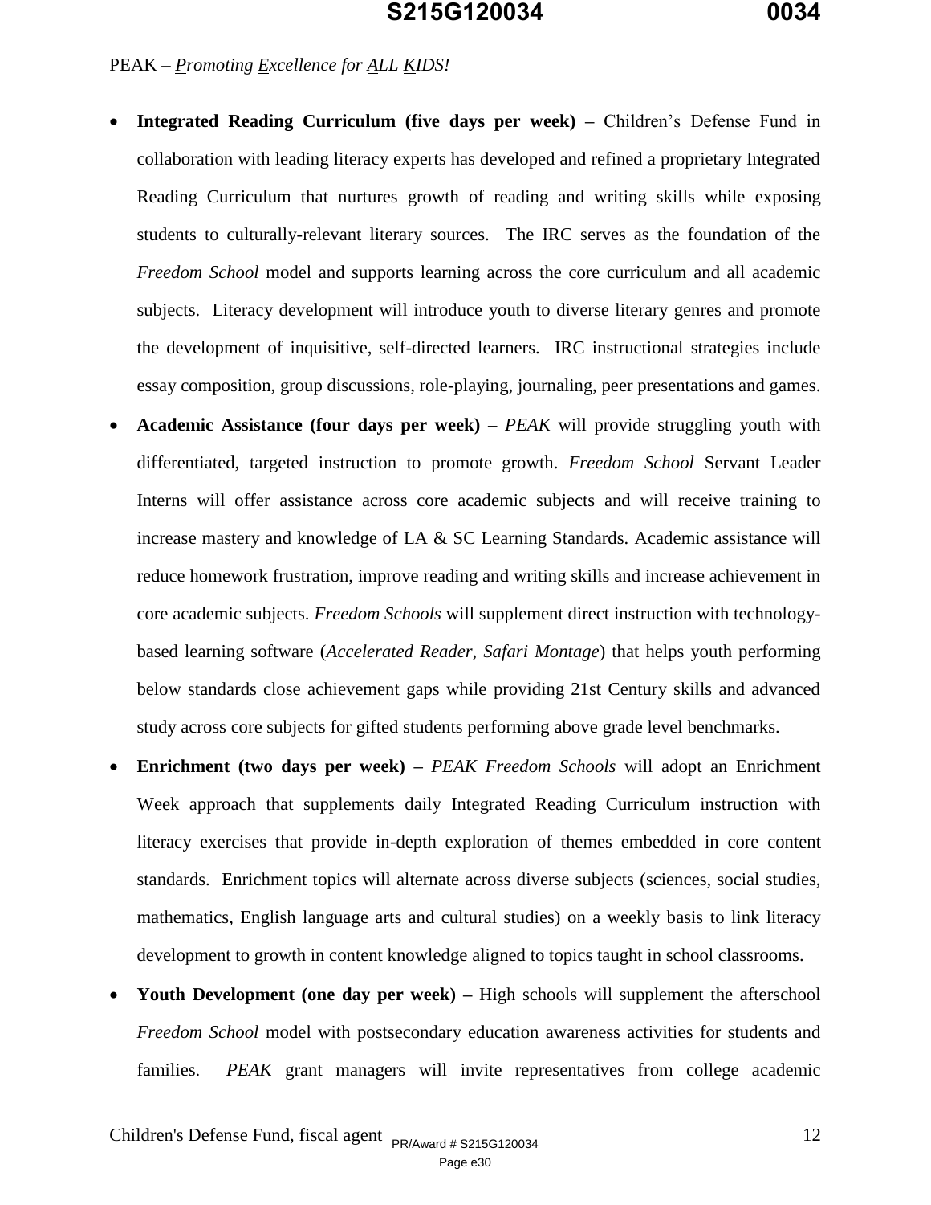PEAK – *P*romoting *E*xcellence for *A*LL *K*IDS!

- **Integrated Reading Curriculum (five days per week) –** Children's Defense Fund in collaboration with leading literacy experts has developed and refined a proprietary Integrated Reading Curriculum that nurtures growth of reading and writing skills while exposing students to culturally-relevant literary sources. The IRC serves as the foundation of the *Freedom School* model and supports learning across the core curriculum and all academic subjects. Literacy development will introduce youth to diverse literary genres and promote the development of inquisitive, self-directed learners. IRC instructional strategies include essay composition, group discussions, role-playing, journaling, peer presentations and games.
- **Academic Assistance (four days per week) –** *PEAK* will provide struggling youth with differentiated, targeted instruction to promote growth. *Freedom School* Servant Leader Interns will offer assistance across core academic subjects and will receive training to increase mastery and knowledge of LA & SC Learning Standards. Academic assistance will reduce homework frustration, improve reading and writing skills and increase achievement in core academic subjects. *Freedom Schools* will supplement direct instruction with technology-based learning software (*Accelerated Reader, Safari Montage*) that helps youth performing below standards close achievement gaps while providing 21st Century skills and advanced study across core subjects for gifted students performing above grade level benchmarks.
- **Enrichment (two days per week) –** *PEAK Freedom Schools* will adopt an Enrichment Week approach that supplements daily Integrated Reading Curriculum instruction with literacy exercises that provide in-depth exploration of themes embedded in core content standards. Enrichment topics will alternate across diverse subjects (sciences, social studies, mathematics, English language arts and cultural studies) on a weekly basis to link literacy development to growth in content knowledge aligned to topics taught in school classrooms.
- **Youth Development (one day per week) –** High schools will supplement the afterschool *Freedom School* model with postsecondary education awareness activities for students and families. *PEAK* grant managers will invite representatives from college academic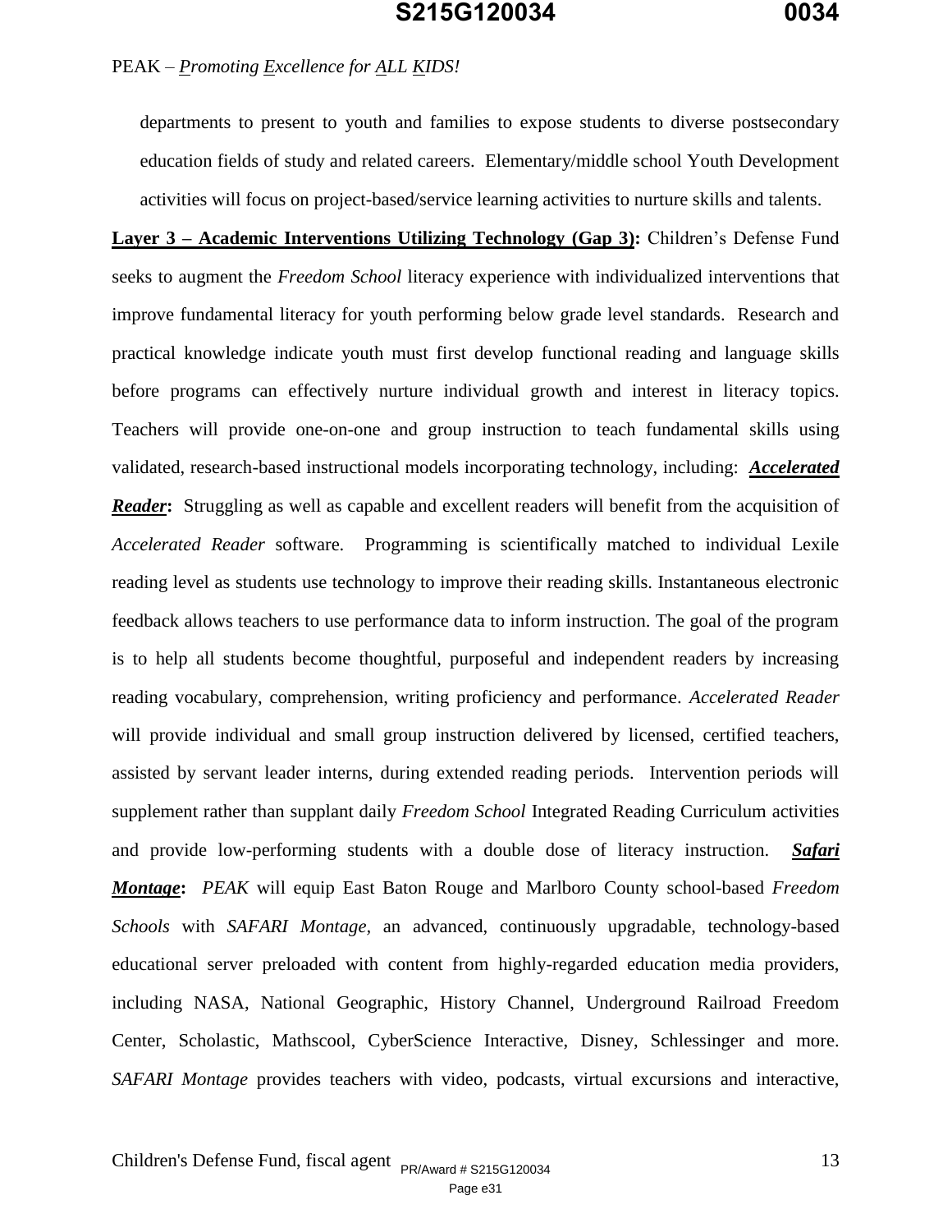departments to present to youth and families to expose students to diverse postsecondary education fields of study and related careers. Elementary/middle school Youth Development activities will focus on project-based/service learning activities to nurture skills and talents.

**Layer 3 – Academic Interventions Utilizing Technology (Gap 3):** Children's Defense Fund seeks to augment the *Freedom School* literacy experience with individualized interventions that improve fundamental literacy for youth performing below grade level standards. Research and practical knowledge indicate youth must first develop functional reading and language skills before programs can effectively nurture individual growth and interest in literacy topics. Teachers will provide one-on-one and group instruction to teach fundamental skills using validated, research-based instructional models incorporating technology, including: ***Accelerated Reader*:** Struggling as well as capable and excellent readers will benefit from the acquisition of *Accelerated Reader* software. Programming is scientifically matched to individual Lexile reading level as students use technology to improve their reading skills. Instantaneous electronic feedback allows teachers to use performance data to inform instruction. The goal of the program is to help all students become thoughtful, purposeful and independent readers by increasing reading vocabulary, comprehension, writing proficiency and performance. *Accelerated Reader* will provide individual and small group instruction delivered by licensed, certified teachers, assisted by servant leader interns, during extended reading periods. Intervention periods will supplement rather than supplant daily *Freedom School* Integrated Reading Curriculum activities and provide low-performing students with a double dose of literacy instruction. ***Safari Montage*:** *PEAK* will equip East Baton Rouge and Marlboro County school-based *Freedom Schools* with *SAFARI Montage,* an advanced, continuously upgradable, technology-based educational server preloaded with content from highly-regarded education media providers, including NASA, National Geographic, History Channel, Underground Railroad Freedom Center, Scholastic, Mathscool, CyberScience Interactive, Disney, Schlessinger and more. *SAFARI Montage* provides teachers with video, podcasts, virtual excursions and interactive,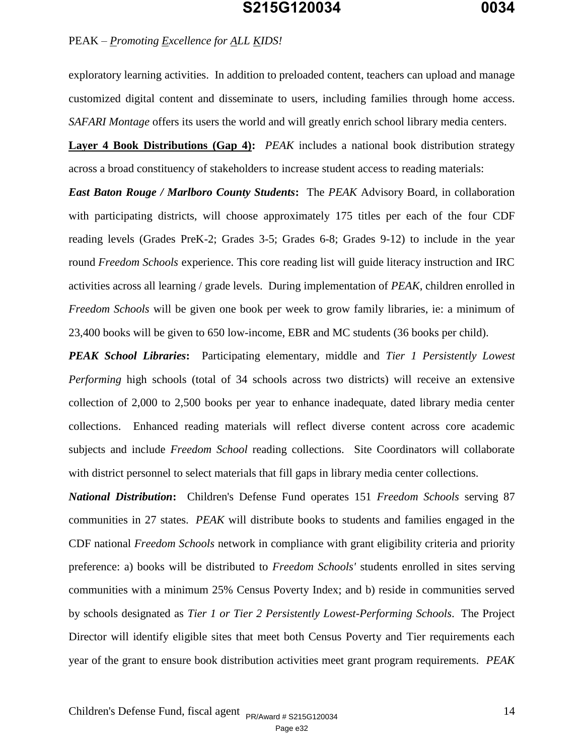exploratory learning activities. In addition to preloaded content, teachers can upload and manage customized digital content and disseminate to users, including families through home access. *SAFARI Montage* offers its users the world and will greatly enrich school library media centers.

**Layer 4 Book Distributions (Gap 4):** *PEAK* includes a national book distribution strategy across a broad constituency of stakeholders to increase student access to reading materials:

***East Baton Rouge / Marlboro County Students*:** The *PEAK* Advisory Board, in collaboration with participating districts, will choose approximately 175 titles per each of the four CDF reading levels (Grades PreK-2; Grades 3-5; Grades 6-8; Grades 9-12) to include in the year round *Freedom Schools* experience. This core reading list will guide literacy instruction and IRC activities across all learning / grade levels. During implementation of *PEAK*, children enrolled in *Freedom Schools* will be given one book per week to grow family libraries, ie: a minimum of 23,400 books will be given to 650 low-income, EBR and MC students (36 books per child).

***PEAK School Libraries*:** Participating elementary, middle and *Tier 1 Persistently Lowest Performing* high schools (total of 34 schools across two districts) will receive an extensive collection of 2,000 to 2,500 books per year to enhance inadequate, dated library media center collections. Enhanced reading materials will reflect diverse content across core academic subjects and include *Freedom School* reading collections. Site Coordinators will collaborate with district personnel to select materials that fill gaps in library media center collections.

***National Distribution*:** Children's Defense Fund operates 151 *Freedom Schools* serving 87 communities in 27 states. *PEAK* will distribute books to students and families engaged in the CDF national *Freedom Schools* network in compliance with grant eligibility criteria and priority preference: a) books will be distributed to *Freedom Schools'* students enrolled in sites serving communities with a minimum 25% Census Poverty Index; and b) reside in communities served by schools designated as *Tier 1 or Tier 2 Persistently Lowest-Performing Schools*. The Project Director will identify eligible sites that meet both Census Poverty and Tier requirements each year of the grant to ensure book distribution activities meet grant program requirements. *PEAK*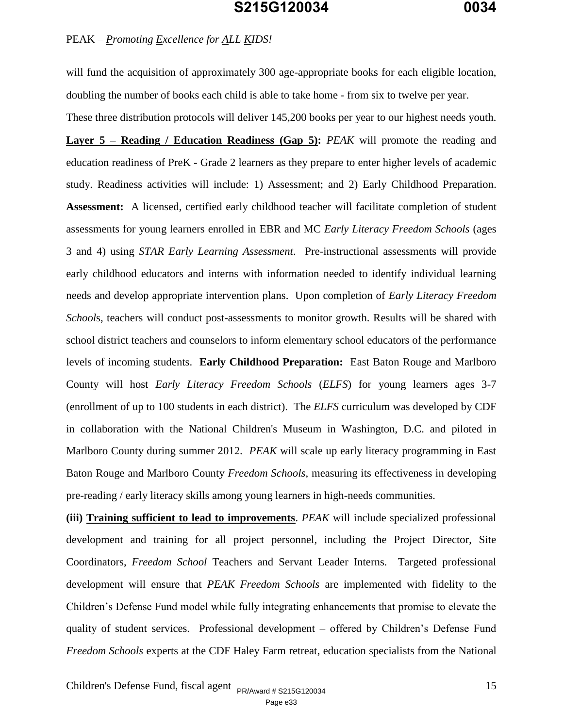will fund the acquisition of approximately 300 age-appropriate books for each eligible location, doubling the number of books each child is able to take home - from six to twelve per year.

These three distribution protocols will deliver 145,200 books per year to our highest needs youth.

**Layer 5 – Reading / Education Readiness (Gap 5):** *PEAK* will promote the reading and education readiness of PreK - Grade 2 learners as they prepare to enter higher levels of academic study. Readiness activities will include: 1) Assessment; and 2) Early Childhood Preparation. **Assessment:** A licensed, certified early childhood teacher will facilitate completion of student assessments for young learners enrolled in EBR and MC *Early Literacy Freedom Schools* (ages 3 and 4) using *STAR Early Learning Assessment*. Pre-instructional assessments will provide early childhood educators and interns with information needed to identify individual learning needs and develop appropriate intervention plans. Upon completion of *Early Literacy Freedom Schools*, teachers will conduct post-assessments to monitor growth. Results will be shared with school district teachers and counselors to inform elementary school educators of the performance levels of incoming students. **Early Childhood Preparation:** East Baton Rouge and Marlboro County will host *Early Literacy Freedom Schools* (*ELFS*) for young learners ages 3-7 (enrollment of up to 100 students in each district). The *ELFS* curriculum was developed by CDF in collaboration with the National Children's Museum in Washington, D.C. and piloted in Marlboro County during summer 2012. *PEAK* will scale up early literacy programming in East Baton Rouge and Marlboro County *Freedom Schools*, measuring its effectiveness in developing pre-reading / early literacy skills among young learners in high-needs communities.

**(iii) Training sufficient to lead to improvements**. *PEAK* will include specialized professional development and training for all project personnel, including the Project Director, Site Coordinators, *Freedom School* Teachers and Servant Leader Interns. Targeted professional development will ensure that *PEAK Freedom Schools* are implemented with fidelity to the Children's Defense Fund model while fully integrating enhancements that promise to elevate the quality of student services. Professional development – offered by Children's Defense Fund *Freedom Schools* experts at the CDF Haley Farm retreat, education specialists from the National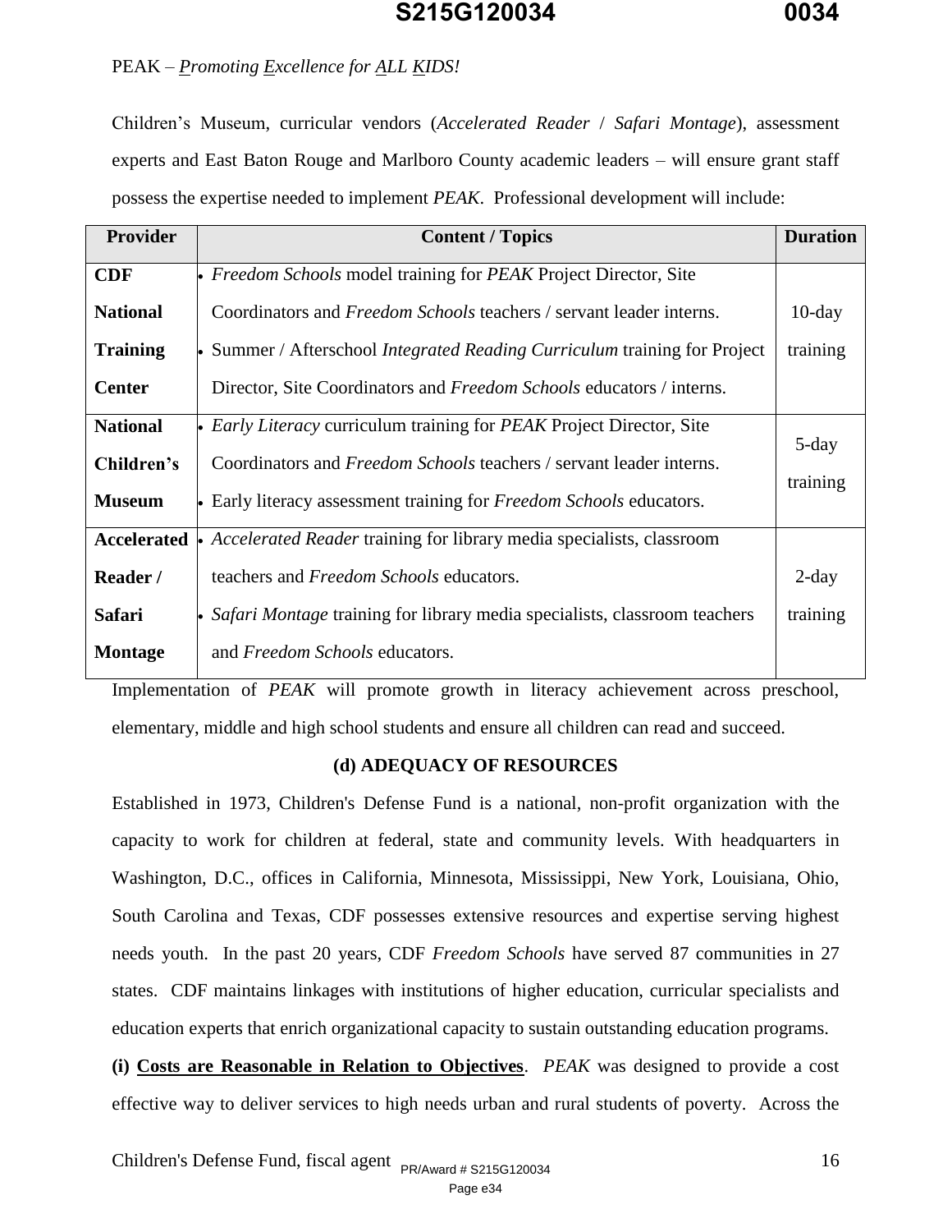PEAK – *Promoting Excellence for ALL KIDS!*

Children's Museum, curricular vendors (*Accelerated Reader* / *Safari Montage*), assessment experts and East Baton Rouge and Marlboro County academic leaders – will ensure grant staff possess the expertise needed to implement *PEAK*. Professional development will include:

| Provider | Content / Topics | Duration |
|---|---|---|
| **CDF National Training Center** | • *Freedom Schools* model training for *PEAK* Project Director, Site Coordinators and *Freedom Schools* teachers / servant leader interns. • Summer / Afterschool *Integrated Reading Curriculum* training for Project Director, Site Coordinators and *Freedom Schools* educators / interns. | 10-day training |
| **National Children's Museum** | • *Early Literacy* curriculum training for *PEAK* Project Director, Site Coordinators and *Freedom Schools* teachers / servant leader interns. • Early literacy assessment training for *Freedom Schools* educators. | 5-day training |
| **Accelerated Reader / Safari Montage** | • *Accelerated Reader* training for library media specialists, classroom teachers and *Freedom Schools* educators. • *Safari Montage* training for library media specialists, classroom teachers and *Freedom Schools* educators. | 2-day training |

Implementation of *PEAK* will promote growth in literacy achievement across preschool, elementary, middle and high school students and ensure all children can read and succeed.

## (d) ADEQUACY OF RESOURCES

Established in 1973, Children's Defense Fund is a national, non-profit organization with the capacity to work for children at federal, state and community levels. With headquarters in Washington, D.C., offices in California, Minnesota, Mississippi, New York, Louisiana, Ohio, South Carolina and Texas, CDF possesses extensive resources and expertise serving highest needs youth. In the past 20 years, CDF *Freedom Schools* have served 87 communities in 27 states. CDF maintains linkages with institutions of higher education, curricular specialists and education experts that enrich organizational capacity to sustain outstanding education programs.

**(i) Costs are Reasonable in Relation to Objectives**. *PEAK* was designed to provide a cost effective way to deliver services to high needs urban and rural students of poverty. Across the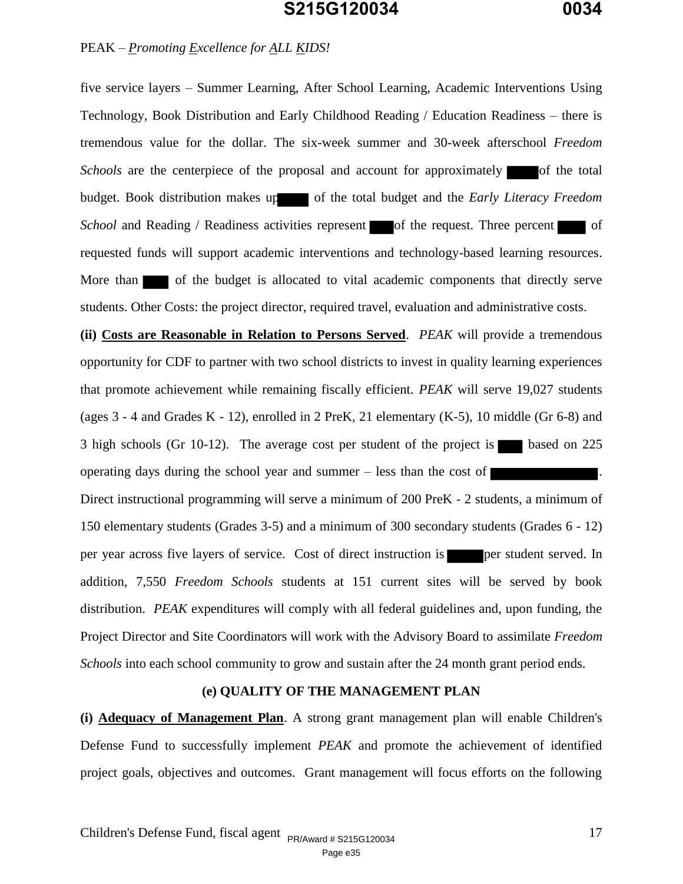five service layers – Summer Learning, After School Learning, Academic Interventions Using Technology, Book Distribution and Early Childhood Reading / Education Readiness – there is tremendous value for the dollar. The six-week summer and 30-week afterschool *Freedom Schools* are the centerpiece of the proposal and account for approximately ████ of the total budget. Book distribution makes up ████ of the total budget and the *Early Literacy Freedom School* and Reading / Readiness activities represent ███ of the request. Three percent ████ of requested funds will support academic interventions and technology-based learning resources. More than ███ of the budget is allocated to vital academic components that directly serve students. Other Costs: the project director, required travel, evaluation and administrative costs.

**(ii) Costs are Reasonable in Relation to Persons Served**. *PEAK* will provide a tremendous opportunity for CDF to partner with two school districts to invest in quality learning experiences that promote achievement while remaining fiscally efficient. *PEAK* will serve 19,027 students (ages 3 - 4 and Grades K - 12), enrolled in 2 PreK, 21 elementary (K-5), 10 middle (Gr 6-8) and 3 high schools (Gr 10-12). The average cost per student of the project is ███ based on 225 operating days during the school year and summer – less than the cost of ██████████████.

Direct instructional programming will serve a minimum of 200 PreK - 2 students, a minimum of 150 elementary students (Grades 3-5) and a minimum of 300 secondary students (Grades 6 - 12) per year across five layers of service. Cost of direct instruction is █████ per student served. In addition, 7,550 *Freedom Schools* students at 151 current sites will be served by book distribution. *PEAK* expenditures will comply with all federal guidelines and, upon funding, the Project Director and Site Coordinators will work with the Advisory Board to assimilate *Freedom Schools* into each school community to grow and sustain after the 24 month grant period ends.

### (e) QUALITY OF THE MANAGEMENT PLAN

**(i) Adequacy of Management Plan**. A strong grant management plan will enable Children's Defense Fund to successfully implement *PEAK* and promote the achievement of identified project goals, objectives and outcomes. Grant management will focus efforts on the following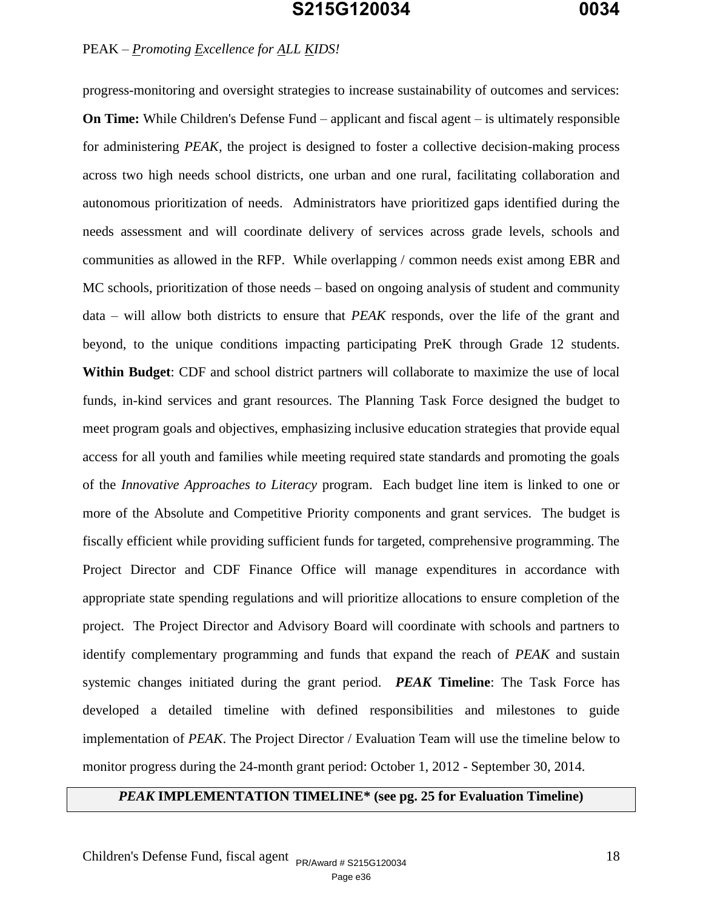progress-monitoring and oversight strategies to increase sustainability of outcomes and services: **On Time:** While Children's Defense Fund – applicant and fiscal agent – is ultimately responsible for administering *PEAK*, the project is designed to foster a collective decision-making process across two high needs school districts, one urban and one rural, facilitating collaboration and autonomous prioritization of needs. Administrators have prioritized gaps identified during the needs assessment and will coordinate delivery of services across grade levels, schools and communities as allowed in the RFP. While overlapping / common needs exist among EBR and MC schools, prioritization of those needs – based on ongoing analysis of student and community data – will allow both districts to ensure that *PEAK* responds, over the life of the grant and beyond, to the unique conditions impacting participating PreK through Grade 12 students. **Within Budget**: CDF and school district partners will collaborate to maximize the use of local funds, in-kind services and grant resources. The Planning Task Force designed the budget to meet program goals and objectives, emphasizing inclusive education strategies that provide equal access for all youth and families while meeting required state standards and promoting the goals of the *Innovative Approaches to Literacy* program. Each budget line item is linked to one or more of the Absolute and Competitive Priority components and grant services. The budget is fiscally efficient while providing sufficient funds for targeted, comprehensive programming. The Project Director and CDF Finance Office will manage expenditures in accordance with appropriate state spending regulations and will prioritize allocations to ensure completion of the project. The Project Director and Advisory Board will coordinate with schools and partners to identify complementary programming and funds that expand the reach of *PEAK* and sustain systemic changes initiated during the grant period. ***PEAK* Timeline**: The Task Force has developed a detailed timeline with defined responsibilities and milestones to guide implementation of *PEAK*. The Project Director / Evaluation Team will use the timeline below to monitor progress during the 24-month grant period: October 1, 2012 - September 30, 2014.

| ***PEAK* IMPLEMENTATION TIMELINE\* (see pg. 25 for Evaluation Timeline)** |
|---|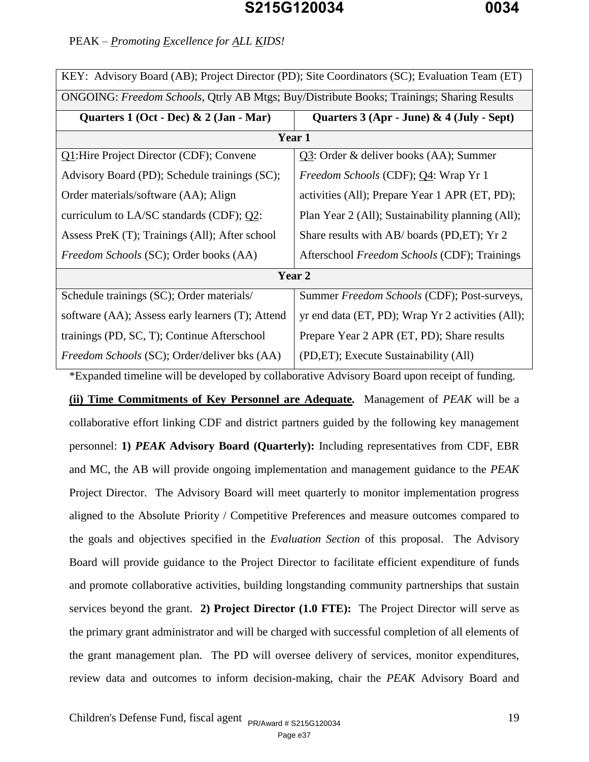PEAK – *P*romoting *E*xcellence for *A*LL *K*IDS!

| KEY: Advisory Board (AB); Project Director (PD); Site Coordinators (SC); Evaluation Team (ET) | |
|---|---|
| ONGOING: *Freedom Schools*, Qtrly AB Mtgs; Buy/Distribute Books; Trainings; Sharing Results | |
| **Quarters 1 (Oct - Dec) & 2 (Jan - Mar)** | **Quarters 3 (Apr - June) & 4 (July - Sept)** |
| **Year 1** | |
| Q1:Hire Project Director (CDF); Convene Advisory Board (PD); Schedule trainings (SC); Order materials/software (AA); Align curriculum to LA/SC standards (CDF); Q2: Assess PreK (T); Trainings (All); After school *Freedom Schools* (SC); Order books (AA) | Q3: Order & deliver books (AA); Summer *Freedom Schools* (CDF); Q4: Wrap Yr 1 activities (All); Prepare Year 1 APR (ET, PD); Plan Year 2 (All); Sustainability planning (All); Share results with AB/ boards (PD,ET); Yr 2 Afterschool *Freedom Schools* (CDF); Trainings |
| **Year 2** | |
| Schedule trainings (SC); Order materials/ software (AA); Assess early learners (T); Attend trainings (PD, SC, T); Continue Afterschool *Freedom Schools* (SC); Order/deliver bks (AA) | Summer *Freedom Schools* (CDF); Post-surveys, yr end data (ET, PD); Wrap Yr 2 activities (All); Prepare Year 2 APR (ET, PD); Share results (PD,ET); Execute Sustainability (All) |

*Expanded timeline will be developed by collaborative Advisory Board upon receipt of funding.

**(ii) Time Commitments of Key Personnel are Adequate.** Management of *PEAK* will be a collaborative effort linking CDF and district partners guided by the following key management personnel: **1) *PEAK* Advisory Board (Quarterly):** Including representatives from CDF, EBR and MC, the AB will provide ongoing implementation and management guidance to the *PEAK* Project Director. The Advisory Board will meet quarterly to monitor implementation progress aligned to the Absolute Priority / Competitive Preferences and measure outcomes compared to the goals and objectives specified in the *Evaluation Section* of this proposal. The Advisory Board will provide guidance to the Project Director to facilitate efficient expenditure of funds and promote collaborative activities, building longstanding community partnerships that sustain services beyond the grant. **2) Project Director (1.0 FTE):** The Project Director will serve as the primary grant administrator and will be charged with successful completion of all elements of the grant management plan. The PD will oversee delivery of services, monitor expenditures, review data and outcomes to inform decision-making, chair the *PEAK* Advisory Board and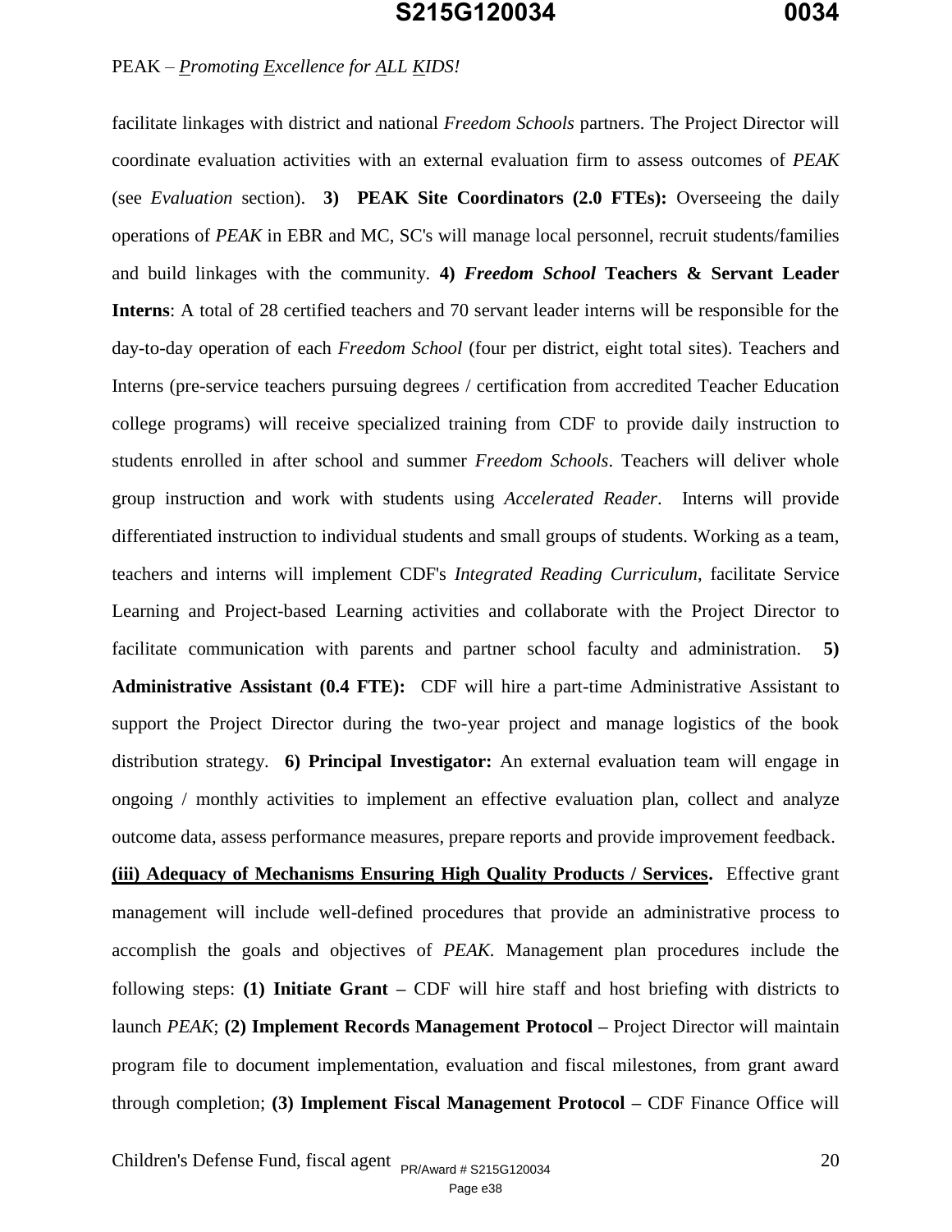facilitate linkages with district and national *Freedom Schools* partners. The Project Director will coordinate evaluation activities with an external evaluation firm to assess outcomes of *PEAK* (see *Evaluation* section). **3) PEAK Site Coordinators (2.0 FTEs):** Overseeing the daily operations of *PEAK* in EBR and MC, SC's will manage local personnel, recruit students/families and build linkages with the community. **4) *Freedom School* Teachers & Servant Leader Interns**: A total of 28 certified teachers and 70 servant leader interns will be responsible for the day-to-day operation of each *Freedom School* (four per district, eight total sites). Teachers and Interns (pre-service teachers pursuing degrees / certification from accredited Teacher Education college programs) will receive specialized training from CDF to provide daily instruction to students enrolled in after school and summer *Freedom Schools*. Teachers will deliver whole group instruction and work with students using *Accelerated Reader*. Interns will provide differentiated instruction to individual students and small groups of students. Working as a team, teachers and interns will implement CDF's *Integrated Reading Curriculum*, facilitate Service Learning and Project-based Learning activities and collaborate with the Project Director to facilitate communication with parents and partner school faculty and administration. **5) Administrative Assistant (0.4 FTE):** CDF will hire a part-time Administrative Assistant to support the Project Director during the two-year project and manage logistics of the book distribution strategy. **6) Principal Investigator:** An external evaluation team will engage in ongoing / monthly activities to implement an effective evaluation plan, collect and analyze outcome data, assess performance measures, prepare reports and provide improvement feedback.

**(iii) Adequacy of Mechanisms Ensuring High Quality Products / Services.** Effective grant management will include well-defined procedures that provide an administrative process to accomplish the goals and objectives of *PEAK*. Management plan procedures include the following steps: **(1) Initiate Grant –** CDF will hire staff and host briefing with districts to launch *PEAK*; **(2) Implement Records Management Protocol –** Project Director will maintain program file to document implementation, evaluation and fiscal milestones, from grant award through completion; **(3) Implement Fiscal Management Protocol –** CDF Finance Office will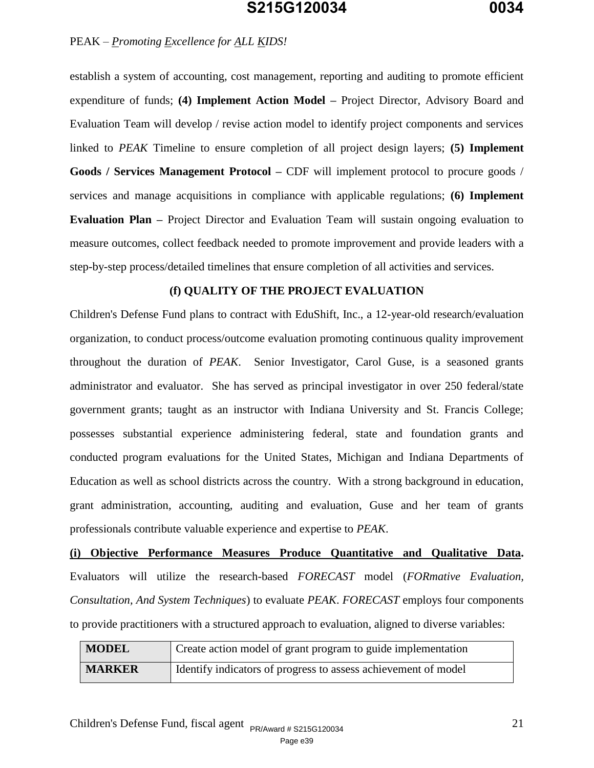establish a system of accounting, cost management, reporting and auditing to promote efficient expenditure of funds; **(4) Implement Action Model –** Project Director, Advisory Board and Evaluation Team will develop / revise action model to identify project components and services linked to *PEAK* Timeline to ensure completion of all project design layers; **(5) Implement Goods / Services Management Protocol –** CDF will implement protocol to procure goods / services and manage acquisitions in compliance with applicable regulations; **(6) Implement Evaluation Plan –** Project Director and Evaluation Team will sustain ongoing evaluation to measure outcomes, collect feedback needed to promote improvement and provide leaders with a step-by-step process/detailed timelines that ensure completion of all activities and services.

## (f) QUALITY OF THE PROJECT EVALUATION

Children's Defense Fund plans to contract with EduShift, Inc., a 12-year-old research/evaluation organization, to conduct process/outcome evaluation promoting continuous quality improvement throughout the duration of *PEAK*. Senior Investigator, Carol Guse, is a seasoned grants administrator and evaluator. She has served as principal investigator in over 250 federal/state government grants; taught as an instructor with Indiana University and St. Francis College; possesses substantial experience administering federal, state and foundation grants and conducted program evaluations for the United States, Michigan and Indiana Departments of Education as well as school districts across the country. With a strong background in education, grant administration, accounting, auditing and evaluation, Guse and her team of grants professionals contribute valuable experience and expertise to *PEAK*.

**(i) Objective Performance Measures Produce Quantitative and Qualitative Data.** Evaluators will utilize the research-based *FORECAST* model (*FORmative Evaluation, Consultation, And System Techniques*) to evaluate *PEAK*. *FORECAST* employs four components to provide practitioners with a structured approach to evaluation, aligned to diverse variables:

| **MODEL** | Create action model of grant program to guide implementation |
|---|---|
| **MARKER** | Identify indicators of progress to assess achievement of model |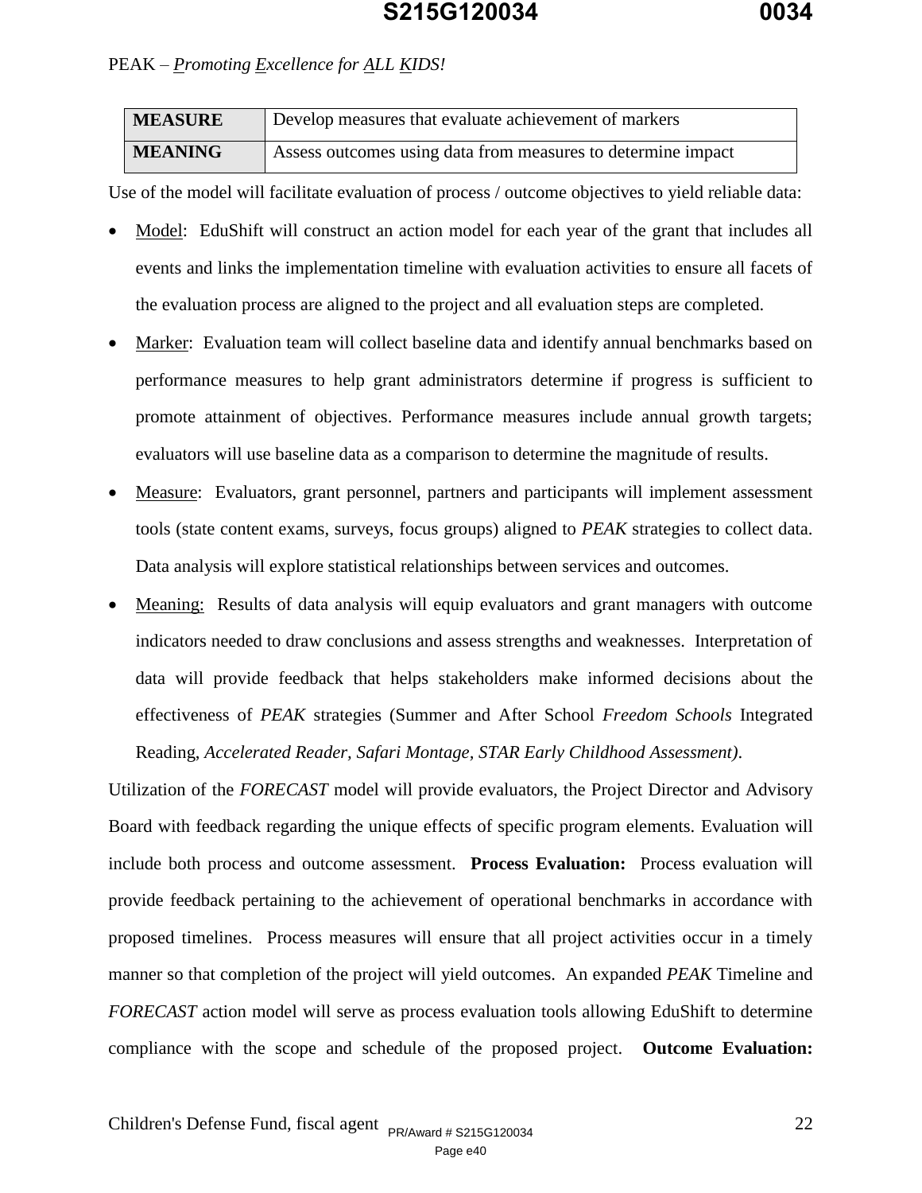PEAK – *Promoting Excellence for ALL KIDS!*

| MEASURE | Develop measures that evaluate achievement of markers |
|---|---|
| **MEANING** | Assess outcomes using data from measures to determine impact |

Use of the model will facilitate evaluation of process / outcome objectives to yield reliable data:

- Model: EduShift will construct an action model for each year of the grant that includes all events and links the implementation timeline with evaluation activities to ensure all facets of the evaluation process are aligned to the project and all evaluation steps are completed.
- Marker: Evaluation team will collect baseline data and identify annual benchmarks based on performance measures to help grant administrators determine if progress is sufficient to promote attainment of objectives. Performance measures include annual growth targets; evaluators will use baseline data as a comparison to determine the magnitude of results.
- Measure: Evaluators, grant personnel, partners and participants will implement assessment tools (state content exams, surveys, focus groups) aligned to *PEAK* strategies to collect data. Data analysis will explore statistical relationships between services and outcomes.
- Meaning: Results of data analysis will equip evaluators and grant managers with outcome indicators needed to draw conclusions and assess strengths and weaknesses. Interpretation of data will provide feedback that helps stakeholders make informed decisions about the effectiveness of *PEAK* strategies (Summer and After School *Freedom Schools* Integrated Reading, *Accelerated Reader, Safari Montage, STAR Early Childhood Assessment)*.

Utilization of the *FORECAST* model will provide evaluators, the Project Director and Advisory Board with feedback regarding the unique effects of specific program elements. Evaluation will include both process and outcome assessment. **Process Evaluation:** Process evaluation will provide feedback pertaining to the achievement of operational benchmarks in accordance with proposed timelines. Process measures will ensure that all project activities occur in a timely manner so that completion of the project will yield outcomes. An expanded *PEAK* Timeline and *FORECAST* action model will serve as process evaluation tools allowing EduShift to determine compliance with the scope and schedule of the proposed project. **Outcome Evaluation:**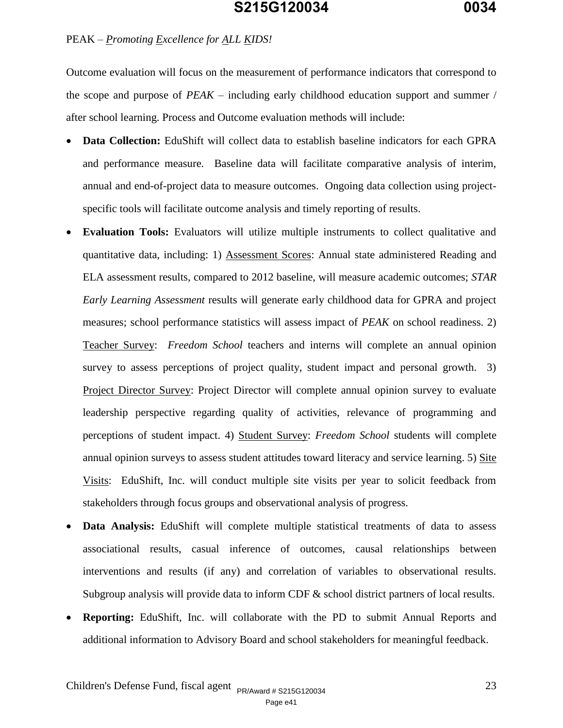PEAK – *<u>P</u>romoting <u>E</u>xcellence for <u>A</u>LL <u>K</u>IDS!*

Outcome evaluation will focus on the measurement of performance indicators that correspond to the scope and purpose of *PEAK* – including early childhood education support and summer / after school learning. Process and Outcome evaluation methods will include:

- **Data Collection:** EduShift will collect data to establish baseline indicators for each GPRA and performance measure. Baseline data will facilitate comparative analysis of interim, annual and end-of-project data to measure outcomes. Ongoing data collection using project-specific tools will facilitate outcome analysis and timely reporting of results.
- **Evaluation Tools:** Evaluators will utilize multiple instruments to collect qualitative and quantitative data, including: 1) <u>Assessment Scores</u>: Annual state administered Reading and ELA assessment results, compared to 2012 baseline, will measure academic outcomes; *STAR Early Learning Assessment* results will generate early childhood data for GPRA and project measures; school performance statistics will assess impact of *PEAK* on school readiness. 2) <u>Teacher Survey</u>: *Freedom School* teachers and interns will complete an annual opinion survey to assess perceptions of project quality, student impact and personal growth. 3) <u>Project Director Survey</u>: Project Director will complete annual opinion survey to evaluate leadership perspective regarding quality of activities, relevance of programming and perceptions of student impact. 4) <u>Student Survey</u>: *Freedom School* students will complete annual opinion surveys to assess student attitudes toward literacy and service learning. 5) <u>Site Visits</u>: EduShift, Inc. will conduct multiple site visits per year to solicit feedback from stakeholders through focus groups and observational analysis of progress.
- **Data Analysis:** EduShift will complete multiple statistical treatments of data to assess associational results, casual inference of outcomes, causal relationships between interventions and results (if any) and correlation of variables to observational results. Subgroup analysis will provide data to inform CDF & school district partners of local results.
- **Reporting:** EduShift, Inc. will collaborate with the PD to submit Annual Reports and additional information to Advisory Board and school stakeholders for meaningful feedback.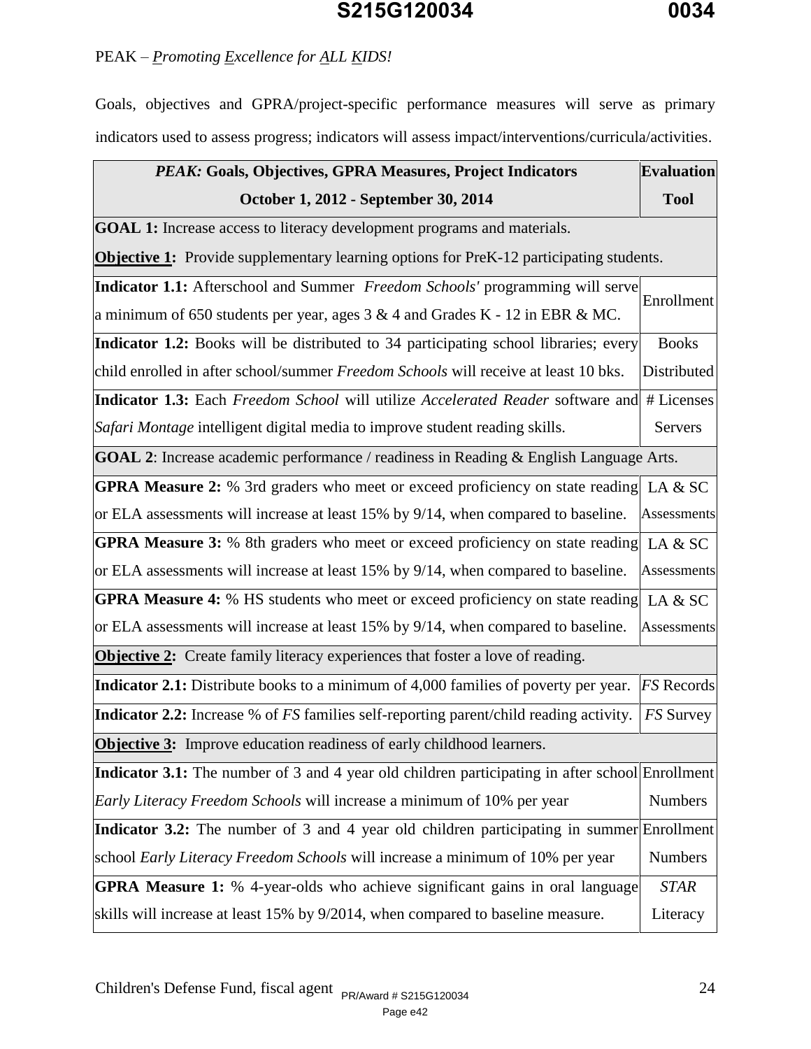PEAK – *Promoting Excellence for ALL KIDS!*

Goals, objectives and GPRA/project-specific performance measures will serve as primary indicators used to assess progress; indicators will assess impact/interventions/curricula/activities.

| *PEAK:* Goals, Objectives, GPRA Measures, Project Indicators October 1, 2012 - September 30, 2014 | Evaluation Tool |
|---|---|
| **GOAL 1:** Increase access to literacy development programs and materials. **Objective 1:** Provide supplementary learning options for PreK-12 participating students. | |
| **Indicator 1.1:** Afterschool and Summer *Freedom Schools'* programming will serve a minimum of 650 students per year, ages 3 & 4 and Grades K - 12 in EBR & MC. | Enrollment |
| **Indicator 1.2:** Books will be distributed to 34 participating school libraries; every child enrolled in after school/summer *Freedom Schools* will receive at least 10 bks. | Books Distributed |
| **Indicator 1.3:** Each *Freedom School* will utilize *Accelerated Reader* software and *Safari Montage* intelligent digital media to improve student reading skills. | # Licenses Servers |
| **GOAL 2**: Increase academic performance / readiness in Reading & English Language Arts. | |
| **GPRA Measure 2:** % 3rd graders who meet or exceed proficiency on state reading or ELA assessments will increase at least 15% by 9/14, when compared to baseline. | LA & SC Assessments |
| **GPRA Measure 3:** % 8th graders who meet or exceed proficiency on state reading or ELA assessments will increase at least 15% by 9/14, when compared to baseline. | LA & SC Assessments |
| **GPRA Measure 4:** % HS students who meet or exceed proficiency on state reading or ELA assessments will increase at least 15% by 9/14, when compared to baseline. | LA & SC Assessments |
| **Objective 2:** Create family literacy experiences that foster a love of reading. | |
| **Indicator 2.1:** Distribute books to a minimum of 4,000 families of poverty per year. | *FS* Records |
| **Indicator 2.2:** Increase % of *FS* families self-reporting parent/child reading activity. | *FS* Survey |
| **Objective 3:** Improve education readiness of early childhood learners. | |
| **Indicator 3.1:** The number of 3 and 4 year old children participating in after school *Early Literacy Freedom Schools* will increase a minimum of 10% per year | Enrollment Numbers |
| **Indicator 3.2:** The number of 3 and 4 year old children participating in summer school *Early Literacy Freedom Schools* will increase a minimum of 10% per year | Enrollment Numbers |
| **GPRA Measure 1:** % 4-year-olds who achieve significant gains in oral language skills will increase at least 15% by 9/2014, when compared to baseline measure. | *STAR* Literacy |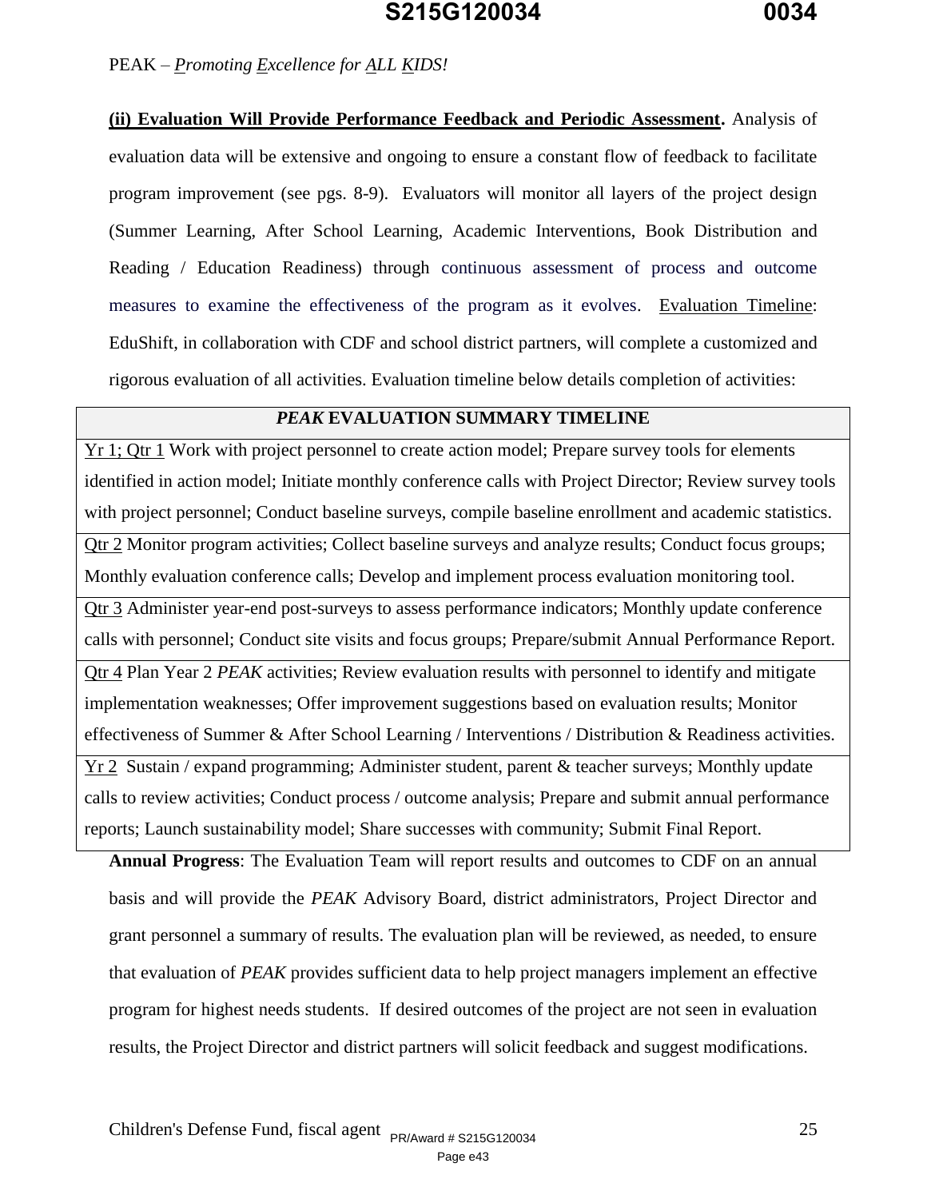PEAK – *Promoting Excellence for ALL KIDS!*

**(ii) Evaluation Will Provide Performance Feedback and Periodic Assessment.** Analysis of evaluation data will be extensive and ongoing to ensure a constant flow of feedback to facilitate program improvement (see pgs. 8-9). Evaluators will monitor all layers of the project design (Summer Learning, After School Learning, Academic Interventions, Book Distribution and Reading / Education Readiness) through continuous assessment of process and outcome measures to examine the effectiveness of the program as it evolves. Evaluation Timeline: EduShift, in collaboration with CDF and school district partners, will complete a customized and rigorous evaluation of all activities. Evaluation timeline below details completion of activities:

| ***PEAK* EVALUATION SUMMARY TIMELINE** |
|---|
| Yr 1; Qtr 1 Work with project personnel to create action model; Prepare survey tools for elements identified in action model; Initiate monthly conference calls with Project Director; Review survey tools with project personnel; Conduct baseline surveys, compile baseline enrollment and academic statistics. |
| Qtr 2 Monitor program activities; Collect baseline surveys and analyze results; Conduct focus groups; Monthly evaluation conference calls; Develop and implement process evaluation monitoring tool. |
| Qtr 3 Administer year-end post-surveys to assess performance indicators; Monthly update conference calls with personnel; Conduct site visits and focus groups; Prepare/submit Annual Performance Report. |
| Qtr 4 Plan Year 2 *PEAK* activities; Review evaluation results with personnel to identify and mitigate implementation weaknesses; Offer improvement suggestions based on evaluation results; Monitor effectiveness of Summer & After School Learning / Interventions / Distribution & Readiness activities. |
| Yr 2 Sustain / expand programming; Administer student, parent & teacher surveys; Monthly update calls to review activities; Conduct process / outcome analysis; Prepare and submit annual performance reports; Launch sustainability model; Share successes with community; Submit Final Report. |

**Annual Progress**: The Evaluation Team will report results and outcomes to CDF on an annual basis and will provide the *PEAK* Advisory Board, district administrators, Project Director and grant personnel a summary of results. The evaluation plan will be reviewed, as needed, to ensure that evaluation of *PEAK* provides sufficient data to help project managers implement an effective program for highest needs students. If desired outcomes of the project are not seen in evaluation results, the Project Director and district partners will solicit feedback and suggest modifications.